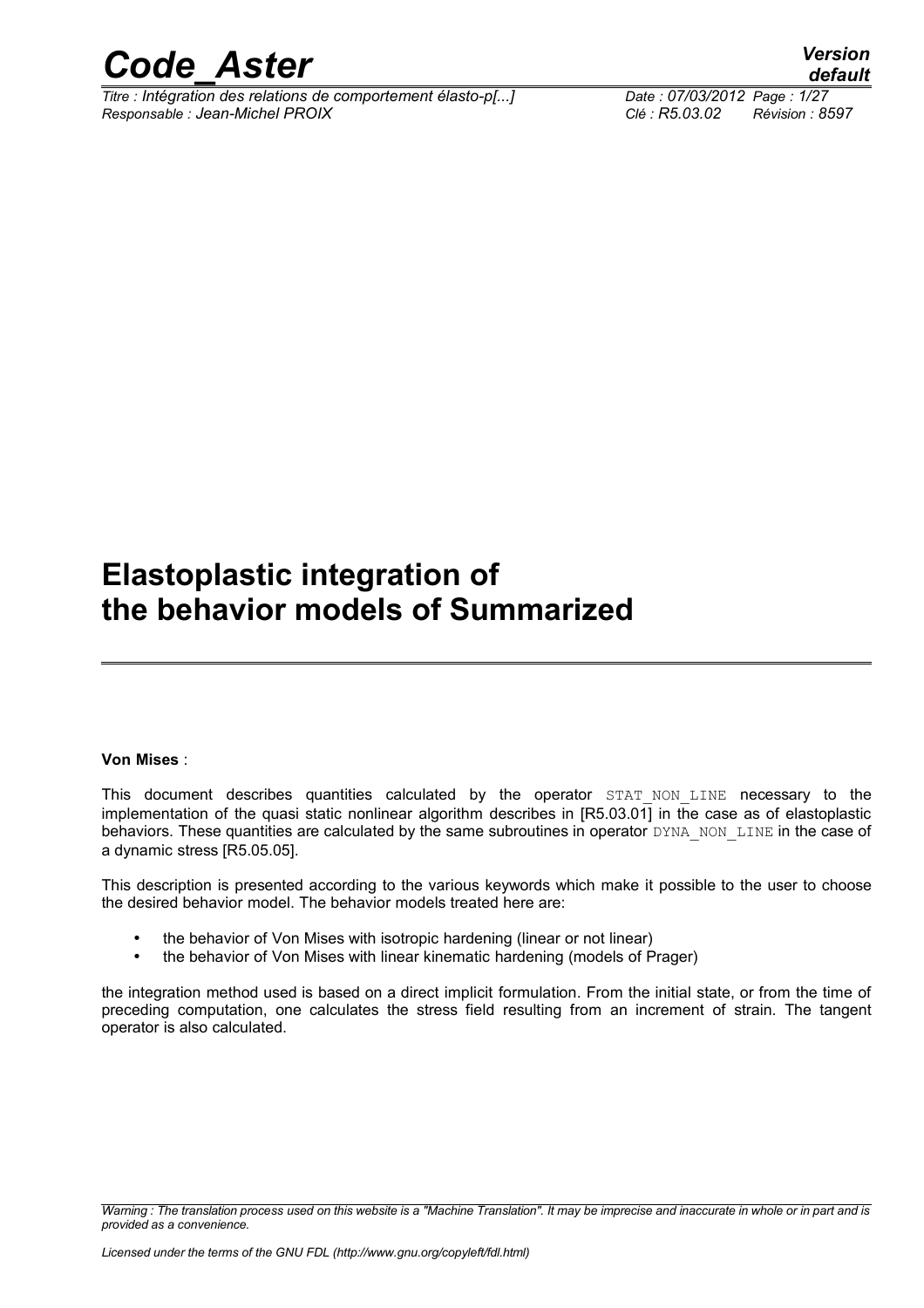# Elastoplastic integration of the behavior models of Summarized

**Von Mises** :

This document describes quantities calculated by the operator STAT_NON_LINE necessary to the implementation of the quasi static nonlinear algorithm describes in [R5.03.01] in the case as of elastoplastic behaviors. These quantities are calculated by the same subroutines in operator DYNA_NON_LINE in the case of a dynamic stress [R5.05.05].

This description is presented according to the various keywords which make it possible to the user to choose the desired behavior model. The behavior models treated here are:

- the behavior of Von Mises with isotropic hardening (linear or not linear)
- the behavior of Von Mises with linear kinematic hardening (models of Prager)

the integration method used is based on a direct implicit formulation. From the initial state, or from the time of preceding computation, one calculates the stress field resulting from an increment of strain. The tangent operator is also calculated.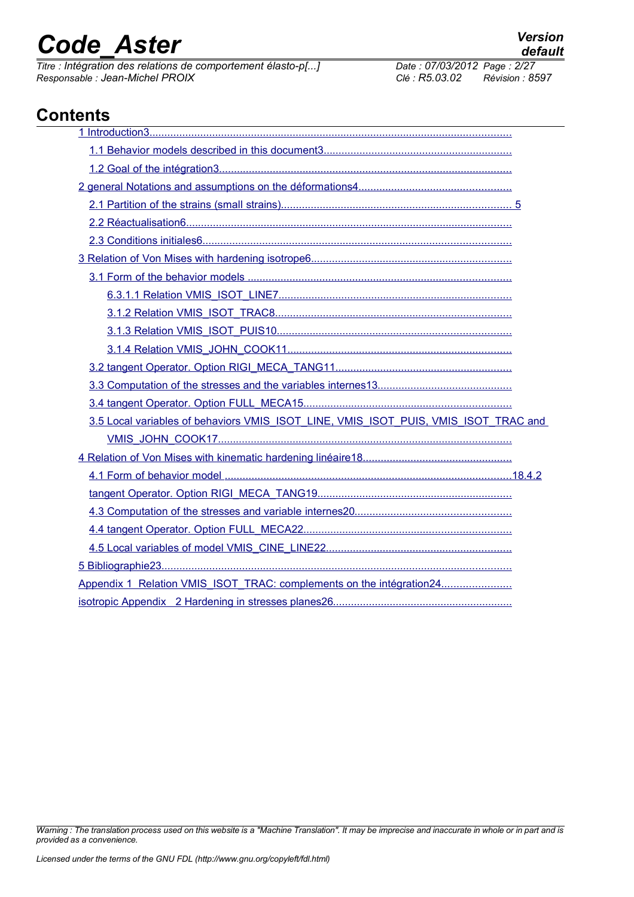# Contents

1 Introduction3
- 1.1 Behavior models described in this document3
- 1.2 Goal of the intégration3

2 general Notations and assumptions on the déformations4
- 2.1 Partition of the strains (small strains) 5
- 2.2 Réactualisation6
- 2.3 Conditions initiales6

3 Relation of Von Mises with hardening isotrope6
- 3.1 Form of the behavior models
  - 6.3.1.1 Relation VMIS_ISOT_LINE7
  - 3.1.2 Relation VMIS_ISOT_TRAC8
  - 3.1.3 Relation VMIS_ISOT_PUIS10
  - 3.1.4 Relation VMIS_JOHN_COOK11
- 3.2 tangent Operator. Option RIGI_MECA_TANG11
- 3.3 Computation of the stresses and the variables internes13
- 3.4 tangent Operator. Option FULL_MECA15
- 3.5 Local variables of behaviors VMIS_ISOT_LINE, VMIS_ISOT_PUIS, VMIS_ISOT_TRAC and VMIS_JOHN_COOK17

4 Relation of Von Mises with kinematic hardening linéaire18
- 4.1 Form of behavior model 18.4.2 tangent Operator. Option RIGI_MECA_TANG19
- 4.3 Computation of the stresses and variable internes20
- 4.4 tangent Operator. Option FULL_MECA22
- 4.5 Local variables of model VMIS_CINE_LINE22

5 Bibliographie23

Appendix 1 Relation VMIS_ISOT_TRAC: complements on the intégration24

isotropic Appendix 2 Hardening in stresses planes26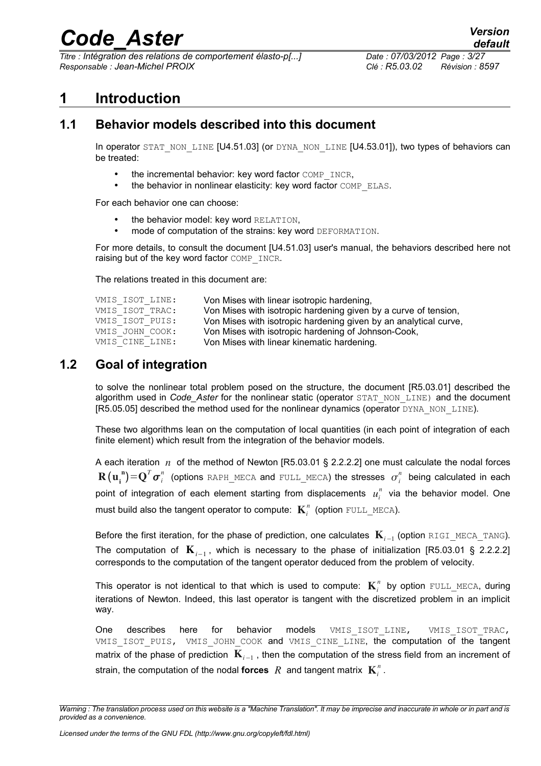# 1 Introduction

## 1.1 Behavior models described into this document

In operator STAT_NON_LINE [U4.51.03] (or DYNA_NON_LINE [U4.53.01]), two types of behaviors can be treated:

- the incremental behavior: key word factor COMP_INCR,
- the behavior in nonlinear elasticity: key word factor COMP_ELAS.

For each behavior one can choose:

- the behavior model: key word RELATION,
- mode of computation of the strains: key word DEFORMATION.

For more details, to consult the document [U4.51.03] user's manual, the behaviors described here not raising but of the key word factor COMP_INCR.

The relations treated in this document are:

| | |
|---|---|
| VMIS_ISOT_LINE: | Von Mises with linear isotropic hardening, |
| VMIS_ISOT_TRAC: | Von Mises with isotropic hardening given by a curve of tension, |
| VMIS_ISOT_PUIS: | Von Mises with isotropic hardening given by an analytical curve, |
| VMIS_JOHN_COOK: | Von Mises with isotropic hardening of Johnson-Cook, |
| VMIS_CINE_LINE: | Von Mises with linear kinematic hardening. |

## 1.2 Goal of integration

to solve the nonlinear total problem posed on the structure, the document [R5.03.01] described the algorithm used in *Code_Aster* for the nonlinear static (operator STAT_NON_LINE) and the document [R5.05.05] described the method used for the nonlinear dynamics (operator DYNA_NON_LINE).

These two algorithms lean on the computation of local quantities (in each point of integration of each finite element) which result from the integration of the behavior models.

A each iteration $n$ of the method of Newton [R5.03.01 § 2.2.2.2] one must calculate the nodal forces $\mathbf{R}(\mathbf{u_i^n})=\mathbf{Q}^T\boldsymbol{\sigma}_i^n$ (options RAPH_MECA and FULL_MECA) the stresses $\sigma_i^n$ being calculated in each point of integration of each element starting from displacements $u_i^n$ via the behavior model. One must build also the tangent operator to compute: $\mathbf{K}_i^n$ (option FULL_MECA).

Before the first iteration, for the phase of prediction, one calculates $\mathbf{K}_{i-1}$ (option RIGI_MECA_TANG). The computation of $\mathbf{K}_{i-1}$, which is necessary to the phase of initialization [R5.03.01 § 2.2.2.2] corresponds to the computation of the tangent operator deduced from the problem of velocity.

This operator is not identical to that which is used to compute: $\mathbf{K}_i^n$ by option FULL_MECA, during iterations of Newton. Indeed, this last operator is tangent with the discretized problem in an implicit way.

One describes here for behavior models VMIS_ISOT_LINE, VMIS_ISOT_TRAC, VMIS_ISOT_PUIS, VMIS_JOHN_COOK and VMIS_CINE_LINE, the computation of the tangent matrix of the phase of prediction $\mathbf{K}_{i-1}$, then the computation of the stress field from an increment of strain, the computation of the nodal **forces** $R$ and tangent matrix $\mathbf{K}_i^n$.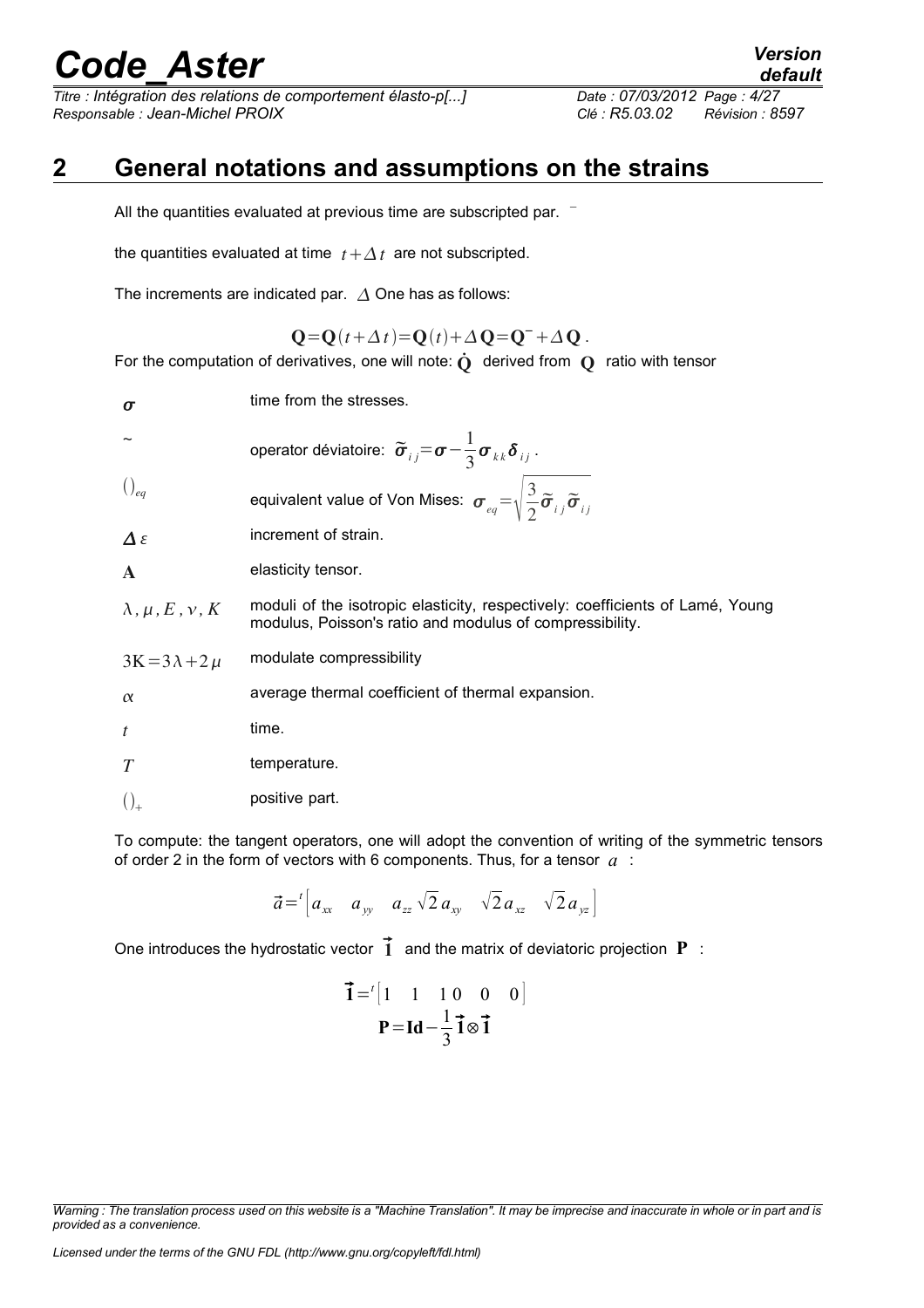# 2 General notations and assumptions on the strains

All the quantities evaluated at previous time are subscripted par. $^{-}$

the quantities evaluated at time $t+\Delta t$ are not subscripted.

The increments are indicated par. $\Delta$ One has as follows:

$$\mathbf{Q}=\mathbf{Q}(t+\Delta t)=\mathbf{Q}(t)+\Delta\mathbf{Q}=\mathbf{Q}^{-}+\Delta\mathbf{Q}\,.$$

For the computation of derivatives, one will note: $\dot{\mathbf{Q}}$ derived from $\mathbf{Q}$ ratio with tensor

| | |
|---|---|
| $\boldsymbol{\sigma}$ | time from the stresses. |
| $\sim$ | operator déviatoire: $\tilde{\boldsymbol{\sigma}}_{ij}=\boldsymbol{\sigma}-\frac{1}{3}\boldsymbol{\sigma}_{kk}\boldsymbol{\delta}_{ij}$ . |
| $()_{eq}$ | equivalent value of Von Mises: $\boldsymbol{\sigma}_{eq}=\sqrt{\frac{3}{2}\tilde{\boldsymbol{\sigma}}_{ij}\tilde{\boldsymbol{\sigma}}_{ij}}$ |
| $\Delta\varepsilon$ | increment of strain. |
| $\mathbf{A}$ | elasticity tensor. |
| $\lambda,\mu,E,\nu,K$ | moduli of the isotropic elasticity, respectively: coefficients of Lamé, Young modulus, Poisson's ratio and modulus of compressibility. |
| $3\mathrm{K}=3\lambda+2\mu$ | modulate compressibility |
| $\alpha$ | average thermal coefficient of thermal expansion. |
| $t$ | time. |
| $T$ | temperature. |
| $()_{+}$ | positive part. |

To compute: the tangent operators, one will adopt the convention of writing of the symmetric tensors of order 2 in the form of vectors with 6 components. Thus, for a tensor $a$ :

$$\vec{a}={}^{t}\left[a_{xx}\quad a_{yy}\quad a_{zz}\,\sqrt{2}\,a_{xy}\quad\sqrt{2}\,a_{xz}\quad\sqrt{2}\,a_{yz}\right]$$

One introduces the hydrostatic vector $\vec{\mathbf{1}}$ and the matrix of deviatoric projection $\mathbf{P}$ :

$$\vec{\mathbf{1}}={}^{t}[1\quad 1\quad 1\,0\quad 0\quad 0]$$
$$\mathbf{P}=\mathbf{Id}-\frac{1}{3}\vec{\mathbf{1}}\otimes\vec{\mathbf{1}}$$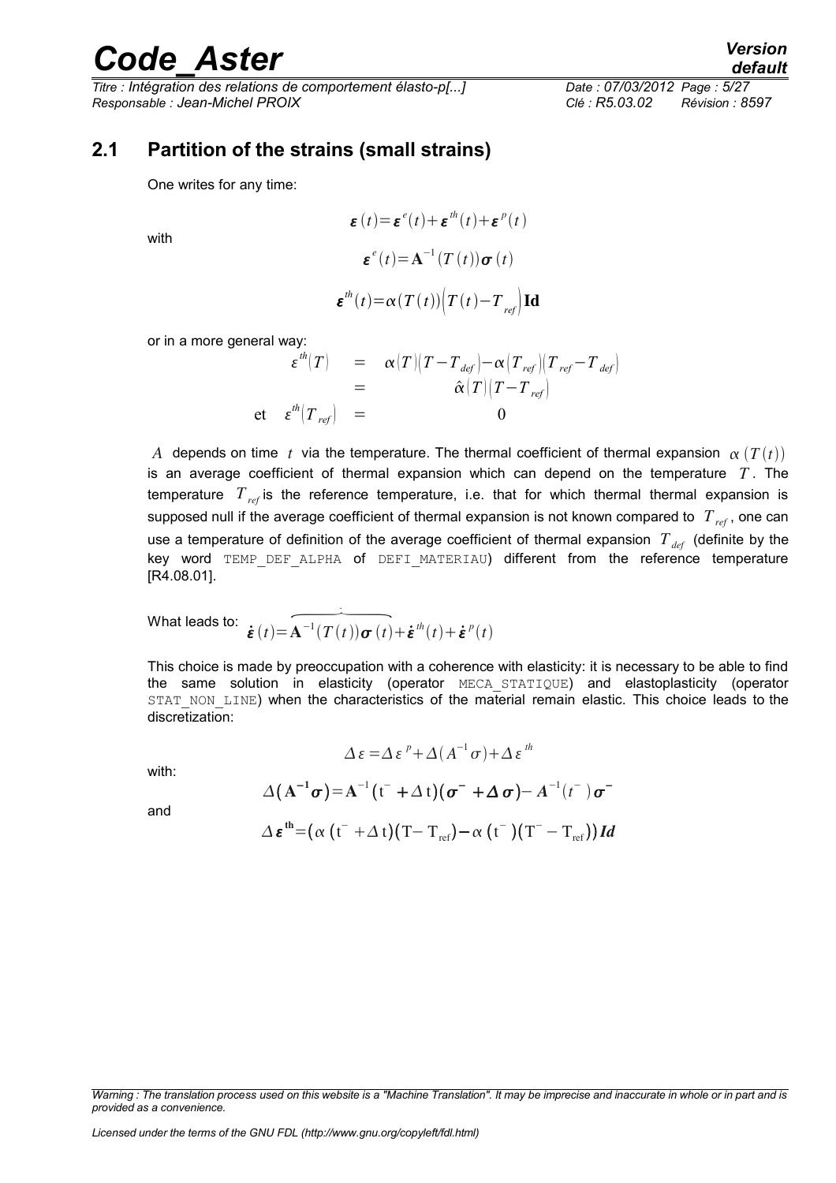## 2.1 Partition of the strains (small strains)

One writes for any time:

$$\boldsymbol{\varepsilon}(t)=\boldsymbol{\varepsilon}^{e}(t)+\boldsymbol{\varepsilon}^{th}(t)+\boldsymbol{\varepsilon}^{p}(t)$$

with

$$\boldsymbol{\varepsilon}^{e}(t)=\mathbf{A}^{-1}(T(t))\boldsymbol{\sigma}(t)$$

$$\boldsymbol{\varepsilon}^{th}(t)=\alpha(T(t))\left(T(t)-T_{ref}\right)\mathbf{Id}$$

or in a more general way:

$$\begin{array}{lcc}
\varepsilon^{th}(T) & = & \alpha(T)(T-T_{def})-\alpha(T_{ref})(T_{ref}-T_{def}) \\
 & = & \hat{\alpha}(T)(T-T_{ref}) \\
\text{et} \quad \varepsilon^{th}(T_{ref}) & = & 0
\end{array}$$

$A$ depends on time $t$ via the temperature. The thermal coefficient of thermal expansion $\alpha(T(t))$ is an average coefficient of thermal expansion which can depend on the temperature $T$. The temperature $T_{ref}$ is the reference temperature, i.e. that for which thermal thermal expansion is supposed null if the average coefficient of thermal expansion is not known compared to $T_{ref}$, one can use a temperature of definition of the average coefficient of thermal expansion $T_{def}$ (definite by the key word TEMP_DEF_ALPHA of DEFI_MATERIAU) different from the reference temperature [R4.08.01].

What leads to: $\dot{\boldsymbol{\varepsilon}}(t)=\overbrace{\mathbf{A}^{-1}(T(t))\boldsymbol{\sigma}(t)}^{\cdot}+\dot{\boldsymbol{\varepsilon}}^{th}(t)+\dot{\boldsymbol{\varepsilon}}^{p}(t)$

This choice is made by preoccupation with a coherence with elasticity: it is necessary to be able to find the same solution in elasticity (operator MECA_STATIQUE) and elastoplasticity (operator STAT_NON_LINE) when the characteristics of the material remain elastic. This choice leads to the discretization:

$$\Delta\varepsilon=\Delta\varepsilon^{p}+\Delta(A^{-1}\sigma)+\Delta\varepsilon^{th}$$

with:

$$\Delta(\mathbf{A}^{-1}\boldsymbol{\sigma})=\mathbf{A}^{-1}(t^{-}+\Delta t)(\boldsymbol{\sigma}^{-}+\boldsymbol{\Delta\sigma})-\boldsymbol{A}^{-1}(t^{-})\boldsymbol{\sigma}^{-}$$

and

$$\Delta\boldsymbol{\varepsilon}^{\mathbf{th}}=(\alpha(t^{-}+\Delta t)(T-T_{ref})-\alpha(t^{-})(T^{-}-T_{ref}))\boldsymbol{Id}$$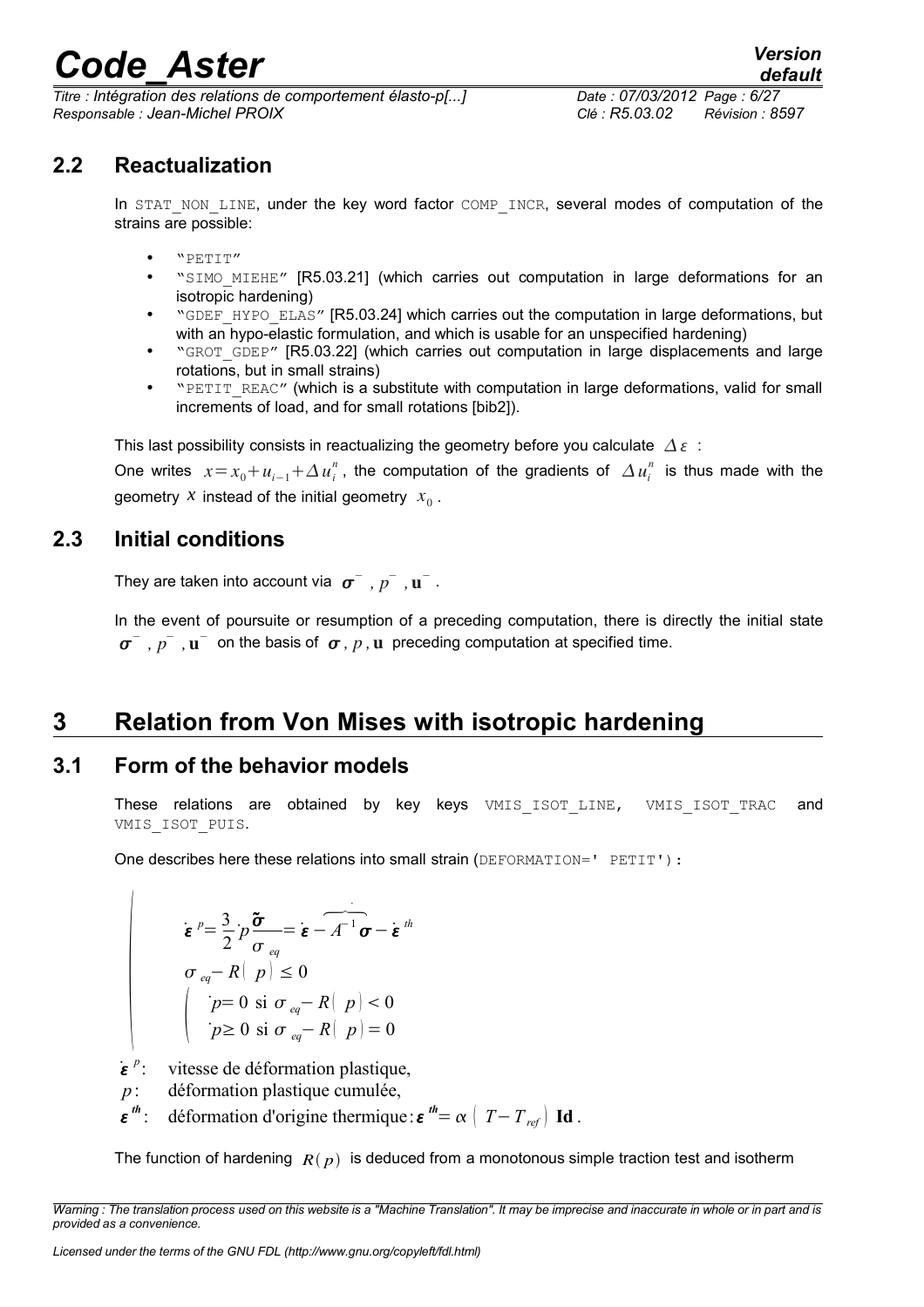## 2.2 Reactualization

In STAT_NON_LINE, under the key word factor COMP_INCR, several modes of computation of the strains are possible:

- "PETIT"
- "SIMO_MIEHE" [R5.03.21] (which carries out computation in large deformations for an isotropic hardening)
- "GDEF_HYPO_ELAS" [R5.03.24] which carries out the computation in large deformations, but with an hypo-elastic formulation, and which is usable for an unspecified hardening)
- "GROT_GDEP" [R5.03.22] (which carries out computation in large displacements and large rotations, but in small strains)
- "PETIT_REAC" (which is a substitute with computation in large deformations, valid for small increments of load, and for small rotations [bib2]).

This last possibility consists in reactualizing the geometry before you calculate $\Delta\varepsilon$ :

One writes $x = x_0 + u_{i-1} + \Delta u_i^n$, the computation of the gradients of $\Delta u_i^n$ is thus made with the geometry $x$ instead of the initial geometry $x_0$.

## 2.3 Initial conditions

They are taken into account via $\boldsymbol{\sigma}^-$, $p^-$, $\mathbf{u}^-$.

In the event of poursuite or resumption of a preceding computation, there is directly the initial state $\boldsymbol{\sigma}^-$, $p^-$, $\mathbf{u}^-$ on the basis of $\boldsymbol{\sigma}$, $p$, $\mathbf{u}$ preceding computation at specified time.

# 3 Relation from Von Mises with isotropic hardening

## 3.1 Form of the behavior models

These relations are obtained by key keys VMIS_ISOT_LINE, VMIS_ISOT_TRAC and VMIS_ISOT_PUIS.

One describes here these relations into small strain (DEFORMATION=' PETIT'):

$$
\left|
\begin{array}{l}
\dot{\boldsymbol{\varepsilon}}^p = \dfrac{3}{2}\dot{p}\dfrac{\tilde{\boldsymbol{\sigma}}}{\sigma_{eq}} = \dot{\boldsymbol{\varepsilon}} - \dot{\overbrace{A^{-1}\boldsymbol{\sigma}}} - \dot{\boldsymbol{\varepsilon}}^{th} \\
\sigma_{eq} - R(p) \leq 0 \\
\left(
\begin{array}{l}
\dot{p} = 0 \text{ si } \sigma_{eq} - R(p) < 0 \\
\dot{p} \geq 0 \text{ si } \sigma_{eq} - R(p) = 0
\end{array}
\right.
\end{array}
\right.
$$

$\dot{\boldsymbol{\varepsilon}}^p$: vitesse de déformation plastique,

$p$: déformation plastique cumulée,

$\boldsymbol{\varepsilon}^{th}$: déformation d'origine thermique: $\boldsymbol{\varepsilon}^{th} = \alpha\left(T - T_{ref}\right)\mathbf{Id}$.

The function of hardening $R(p)$ is deduced from a monotonous simple traction test and isotherm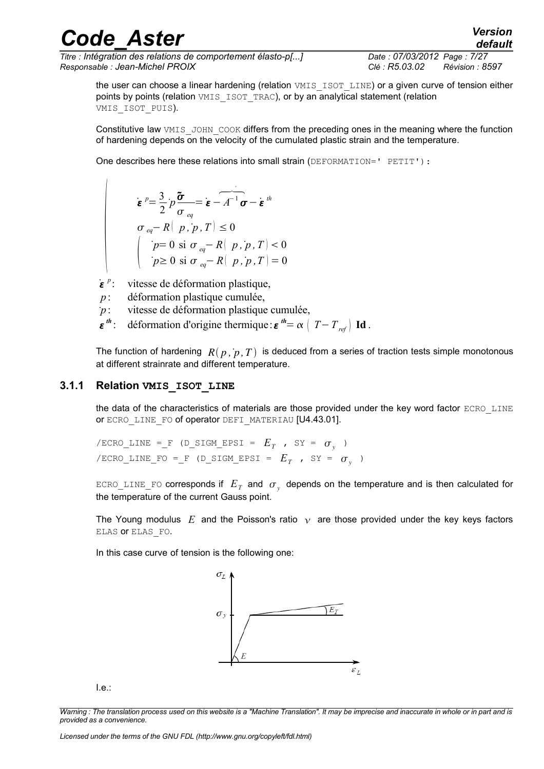the user can choose a linear hardening (relation VMIS_ISOT_LINE) or a given curve of tension either points by points (relation VMIS_ISOT_TRAC), or by an analytical statement (relation VMIS_ISOT_PUIS).

Constitutive law VMIS_JOHN_COOK differs from the preceding ones in the meaning where the function of hardening depends on the velocity of the cumulated plastic strain and the temperature.

One describes here these relations into small strain (DEFORMATION=' PETIT'):

$$
\left\{
\begin{array}{l}
\dot{\boldsymbol{\varepsilon}}^{p}=\frac{3}{2}\dot{p}\frac{\tilde{\boldsymbol{\sigma}}}{\sigma_{eq}}=\dot{\boldsymbol{\varepsilon}}-\overbrace{A^{-1}\boldsymbol{\sigma}}^{\cdot}-\dot{\boldsymbol{\varepsilon}}^{th} \\
\sigma_{eq}-R\left(p,\dot{p},T\right)\leq 0 \\
\left\{
\begin{array}{l}
\dot{p}=0 \text{ si } \sigma_{eq}-R\left(p,\dot{p},T\right)<0 \\
\dot{p}\geq 0 \text{ si } \sigma_{eq}-R\left(p,\dot{p},T\right)=0
\end{array}
\right.
\end{array}
\right.
$$

$\dot{\boldsymbol{\varepsilon}}^{p}$: vitesse de déformation plastique,

$p$: déformation plastique cumulée,

$\dot{p}$: vitesse de déformation plastique cumulée,

$\boldsymbol{\varepsilon}^{th}$: déformation d'origine thermique: $\boldsymbol{\varepsilon}^{th}=\alpha\left(T-T_{ref}\right)\mathbf{Id}$.

The function of hardening $R(p,\dot{p},T)$ is deduced from a series of traction tests simple monotonous at different strainrate and different temperature.

### 3.1.1 Relation VMIS_ISOT_LINE

the data of the characteristics of materials are those provided under the key word factor ECRO_LINE or ECRO_LINE_FO of operator DEFI_MATERIAU [U4.43.01].

```
/ECRO_LINE =_F (D_SIGM_EPSI = E_T , SY = σ_y )
/ECRO_LINE_FO =_F (D_SIGM_EPSI = E_T , SY = σ_y )
```

ECRO_LINE_FO corresponds if $E_T$ and $\sigma_y$ depends on the temperature and is then calculated for the temperature of the current Gauss point.

The Young modulus $E$ and the Poisson's ratio $\nu$ are those provided under the key keys factors ELAS or ELAS_FO.

In this case curve of tension is the following one:

I.e.: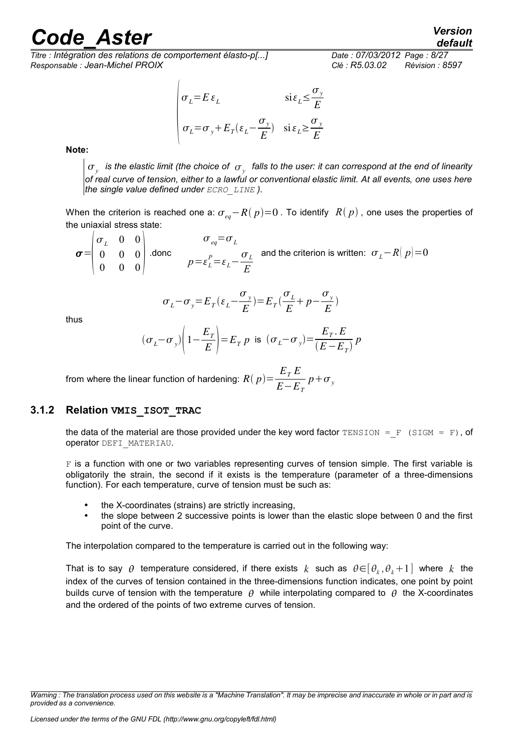$$
\begin{cases}
\sigma_L = E\,\varepsilon_L & \text{si}\,\varepsilon_L \le \dfrac{\sigma_y}{E} \\
\sigma_L = \sigma_y + E_T(\varepsilon_L - \dfrac{\sigma_y}{E}) & \text{si}\,\varepsilon_L \ge \dfrac{\sigma_y}{E}
\end{cases}
$$

**Note:**

> *$\sigma_y$ is the elastic limit (the choice of $\sigma_y$ falls to the user: it can correspond at the end of linearity of real curve of tension, either to a lawful or conventional elastic limit. At all events, one uses here the single value defined under `ECRO_LINE` ).*

When the criterion is reached one a: $\sigma_{eq} - R(p) = 0$ . To identify $R(p)$ , one uses the properties of the uniaxial stress state:

$$
\boldsymbol{\sigma} = \begin{pmatrix} \sigma_L & 0 & 0 \\ 0 & 0 & 0 \\ 0 & 0 & 0 \end{pmatrix} \text{.donc} \quad \begin{matrix} \sigma_{eq} = \sigma_L \\ p = \varepsilon_L^P = \varepsilon_L - \dfrac{\sigma_L}{E} \end{matrix} \quad \text{and the criterion is written: } \sigma_L - R(p) = 0
$$

$$
\sigma_L - \sigma_y = E_T(\varepsilon_L - \frac{\sigma_y}{E}) = E_T(\frac{\sigma_L}{E} + p - \frac{\sigma_y}{E})
$$

thus

$$
(\sigma_L - \sigma_y)\left(1 - \frac{E_T}{E}\right) = E_T\,p \text{ is } (\sigma_L - \sigma_y) = \frac{E_T . E}{(E - E_T)}\,p
$$

from where the linear function of hardening: $R(p) = \dfrac{E_T\,E}{E - E_T}\,p + \sigma_y$

### 3.1.2 Relation VMIS_ISOT_TRAC

the data of the material are those provided under the key word factor `TENSION =_F (SIGM = F)`, of operator `DEFI_MATERIAU`.

`F` is a function with one or two variables representing curves of tension simple. The first variable is obligatorily the strain, the second if it exists is the temperature (parameter of a three-dimensions function). For each temperature, curve of tension must be such as:

- the X-coordinates (strains) are strictly increasing,
- the slope between 2 successive points is lower than the elastic slope between 0 and the first point of the curve.

The interpolation compared to the temperature is carried out in the following way:

That is to say $\theta$ temperature considered, if there exists $k$ such as $\theta \in [\theta_k, \theta_k + 1]$ where $k$ the index of the curves of tension contained in the three-dimensions function indicates, one point by point builds curve of tension with the temperature $\theta$ while interpolating compared to $\theta$ the X-coordinates and the ordered of the points of two extreme curves of tension.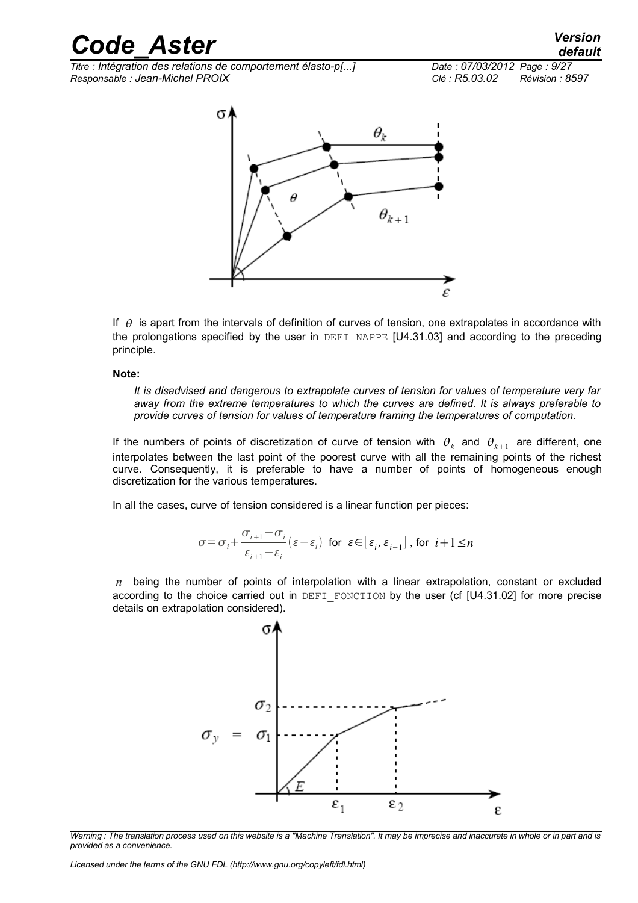If $\theta$ is apart from the intervals of definition of curves of tension, one extrapolates in accordance with the prolongations specified by the user in DEFI_NAPPE [U4.31.03] and according to the preceding principle.

**Note:**

*It is disadvised and dangerous to extrapolate curves of tension for values of temperature very far away from the extreme temperatures to which the curves are defined. It is always preferable to provide curves of tension for values of temperature framing the temperatures of computation.*

If the numbers of points of discretization of curve of tension with $\theta_k$ and $\theta_{k+1}$ are different, one interpolates between the last point of the poorest curve with all the remaining points of the richest curve. Consequently, it is preferable to have a number of points of homogeneous enough discretization for the various temperatures.

In all the cases, curve of tension considered is a linear function per pieces:

$$\sigma=\sigma_i+\frac{\sigma_{i+1}-\sigma_i}{\varepsilon_{i+1}-\varepsilon_i}(\varepsilon-\varepsilon_i) \text{ for } \varepsilon\in[\varepsilon_i,\varepsilon_{i+1}] \text{, for } i+1\leq n$$

$n$ being the number of points of interpolation with a linear extrapolation, constant or excluded according to the choice carried out in DEFI_FONCTION by the user (cf [U4.31.02] for more precise details on extrapolation considered).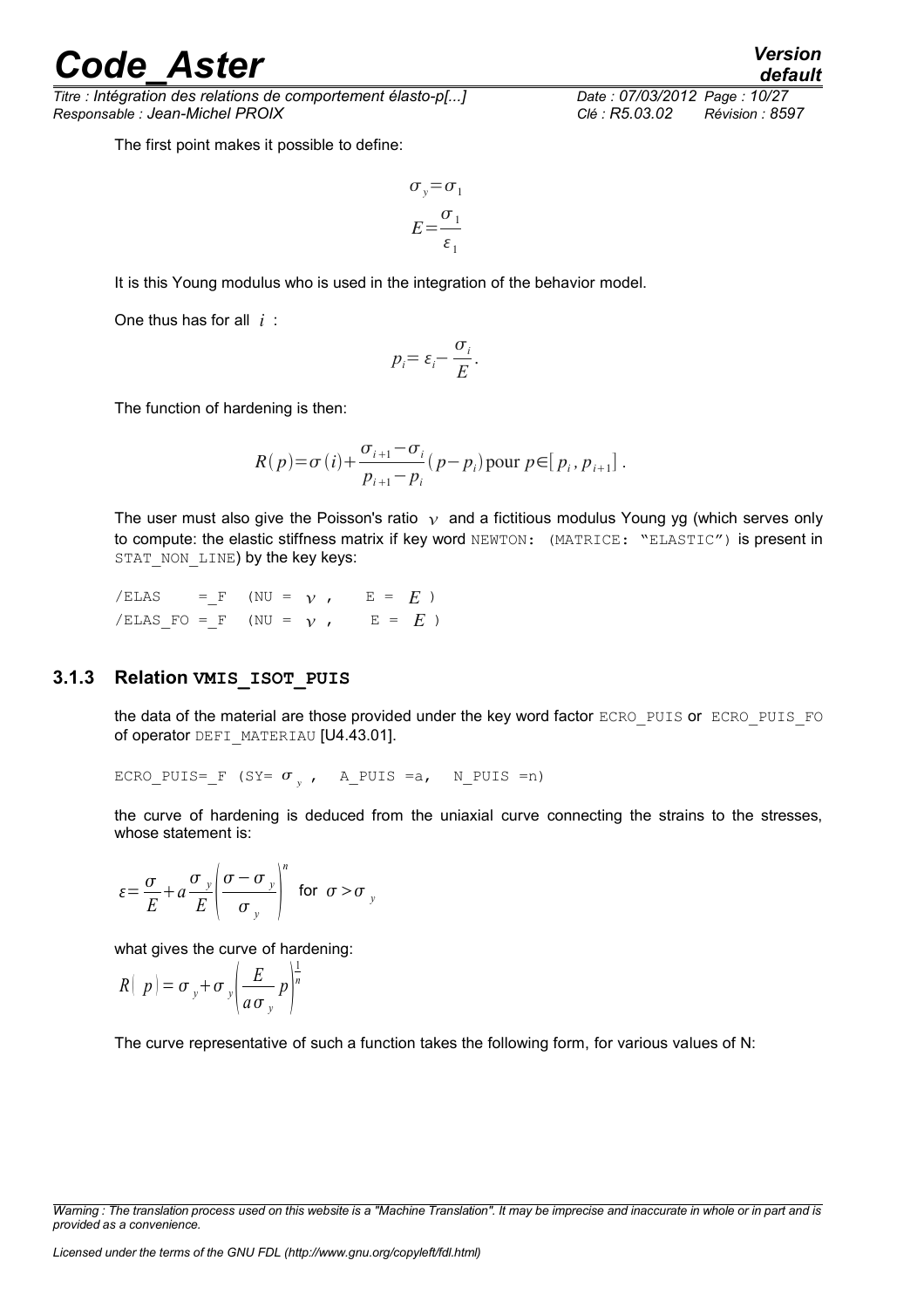The first point makes it possible to define:

$$\sigma_y = \sigma_1$$

$$E = \frac{\sigma_1}{\varepsilon_1}$$

It is this Young modulus who is used in the integration of the behavior model.

One thus has for all $i$ :

$$p_i = \varepsilon_i - \frac{\sigma_i}{E}.$$

The function of hardening is then:

$$R(p) = \sigma(i) + \frac{\sigma_{i+1} - \sigma_i}{p_{i+1} - p_i}(p - p_i) \text{pour } p \in [p_i, p_{i+1}].$$

The user must also give the Poisson's ratio $\nu$ and a fictitious modulus Young yg (which serves only to compute: the elastic stiffness matrix if key word NEWTON: (MATRICE: "ELASTIC") is present in STAT_NON_LINE) by the key keys:

```
/ELAS    =_F  (NU = ν ,    E = E )
/ELAS_FO =_F  (NU = ν ,    E = E )
```

### 3.1.3 Relation VMIS_ISOT_PUIS

the data of the material are those provided under the key word factor ECRO_PUIS or ECRO_PUIS_FO of operator DEFI_MATERIAU [U4.43.01].

```
ECRO_PUIS=_F (SY= σy ,   A_PUIS =a,   N_PUIS =n)
```

the curve of hardening is deduced from the uniaxial curve connecting the strains to the stresses, whose statement is:

$$\varepsilon = \frac{\sigma}{E} + a\frac{\sigma_y}{E}\left(\frac{\sigma - \sigma_y}{\sigma_y}\right)^n \text{ for } \sigma > \sigma_y$$

what gives the curve of hardening:

$$R(p) = \sigma_y + \sigma_y\left(\frac{E}{a\sigma_y}p\right)^{\frac{1}{n}}$$

The curve representative of such a function takes the following form, for various values of N: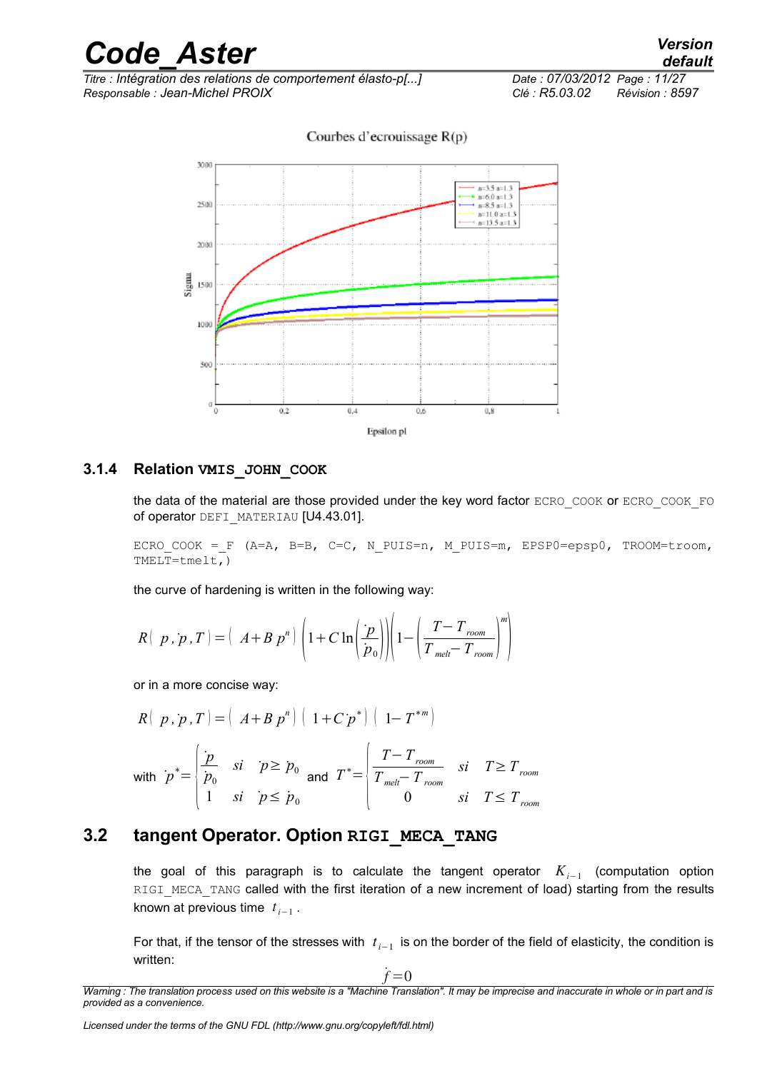### 3.1.4 Relation VMIS_JOHN_COOK

the data of the material are those provided under the key word factor ECRO_COOK or ECRO_COOK_FO of operator DEFI_MATERIAU [U4.43.01].

```
ECRO_COOK =_F (A=A, B=B, C=C, N_PUIS=n, M_PUIS=m, EPSP0=epsp0, TROOM=troom, TMELT=tmelt,)
```

the curve of hardening is written in the following way:

$$R(p, \dot{p}, T) = (A + B\, p^n)\left(1 + C \ln\left(\frac{\dot{p}}{\dot{p}_0}\right)\right)\left(1 - \left(\frac{T - T_{room}}{T_{melt} - T_{room}}\right)^m\right)$$

or in a more concise way:

$$R(p, \dot{p}, T) = (A + B\, p^n)(1 + C\, \dot{p}^*)(1 - T^{*m})$$

with $\dot{p}^* = \begin{cases} \dfrac{\dot{p}}{\dot{p}_0} & si \quad \dot{p} \geq \dot{p}_0 \\ 1 & si \quad \dot{p} \leq \dot{p}_0 \end{cases}$ and $T^* = \begin{cases} \dfrac{T - T_{room}}{T_{melt} - T_{room}} & si \quad T \geq T_{room} \\ 0 & si \quad T \leq T_{room} \end{cases}$

## 3.2 tangent Operator. Option RIGI_MECA_TANG

the goal of this paragraph is to calculate the tangent operator $K_{i-1}$ (computation option RIGI_MECA_TANG called with the first iteration of a new increment of load) starting from the results known at previous time $t_{i-1}$.

For that, if the tensor of the stresses with $t_{i-1}$ is on the border of the field of elasticity, the condition is written:

$$\dot{f} = 0$$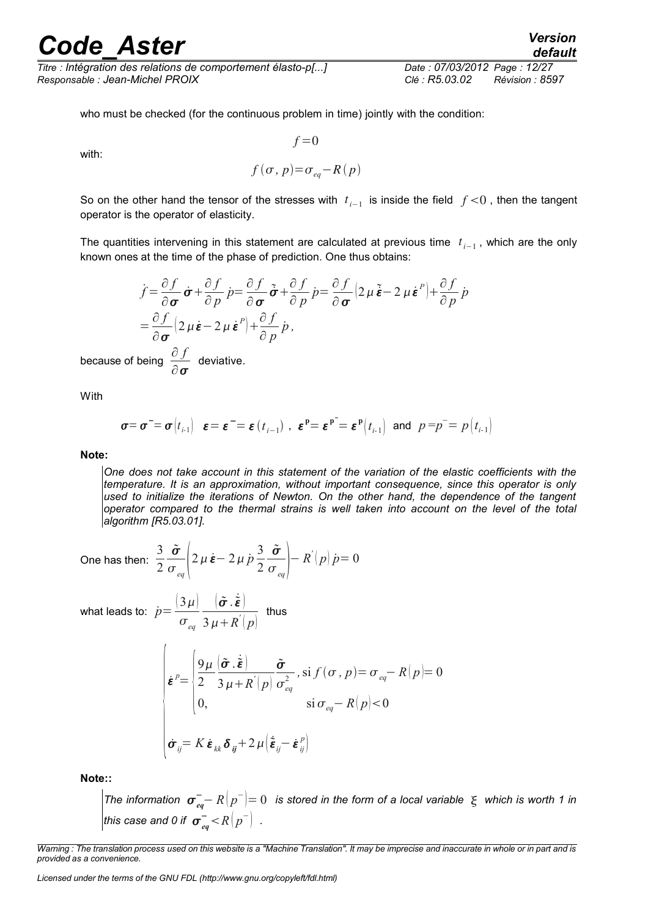who must be checked (for the continuous problem in time) jointly with the condition:

$$f=0$$

with:

$$f(\sigma,p)=\sigma_{eq}-R(p)$$

So on the other hand the tensor of the stresses with $t_{i-1}$ is inside the field $f<0$, then the tangent operator is the operator of elasticity.

The quantities intervening in this statement are calculated at previous time $t_{i-1}$, which are the only known ones at the time of the phase of prediction. One thus obtains:

$$\begin{aligned}\dot{f}&=\frac{\partial f}{\partial \boldsymbol{\sigma}}\dot{\boldsymbol{\sigma}}+\frac{\partial f}{\partial p}\dot{p}=\frac{\partial f}{\partial \boldsymbol{\sigma}}\dot{\tilde{\boldsymbol{\sigma}}}+\frac{\partial f}{\partial p}\dot{p}=\frac{\partial f}{\partial \boldsymbol{\sigma}}\left(2\mu\dot{\tilde{\boldsymbol{\varepsilon}}}-2\mu\dot{\boldsymbol{\varepsilon}}^{P}\right)+\frac{\partial f}{\partial p}\dot{p}\\&=\frac{\partial f}{\partial \boldsymbol{\sigma}}\left(2\mu\dot{\boldsymbol{\varepsilon}}-2\mu\dot{\boldsymbol{\varepsilon}}^{P}\right)+\frac{\partial f}{\partial p}\dot{p},\end{aligned}$$

because of being $\dfrac{\partial f}{\partial \boldsymbol{\sigma}}$ deviative.

With

$$\boldsymbol{\sigma}=\boldsymbol{\sigma}^{-}=\boldsymbol{\sigma}(t_{i-1})\quad \boldsymbol{\varepsilon}=\boldsymbol{\varepsilon}^{-}=\boldsymbol{\varepsilon}(t_{i-1})\;,\;\boldsymbol{\varepsilon}^{\mathbf{p}}=\boldsymbol{\varepsilon}^{\mathbf{p}^{-}}=\boldsymbol{\varepsilon}^{\mathbf{p}}(t_{i-1})\;\text{ and }\;p=p^{-}=p(t_{i-1})$$

**Note:**

> *One does not take account in this statement of the variation of the elastic coefficients with the temperature. It is an approximation, without important consequence, since this operator is only used to initialize the iterations of Newton. On the other hand, the dependence of the tangent operator compared to the thermal strains is well taken into account on the level of the total algorithm [R5.03.01].*

One has then: $\dfrac{3}{2}\dfrac{\tilde{\boldsymbol{\sigma}}}{\sigma_{eq}}\left(2\mu\dot{\boldsymbol{\varepsilon}}-2\mu\dot{p}\dfrac{3}{2}\dfrac{\tilde{\boldsymbol{\sigma}}}{\sigma_{eq}}\right)-R^{'}(p)\dot{p}=0$

what leads to: $\dot{p}=\dfrac{(3\mu)}{\sigma_{eq}}\dfrac{(\tilde{\boldsymbol{\sigma}}.\dot{\tilde{\boldsymbol{\varepsilon}}})}{3\mu+R^{'}(p)}$ thus

$$\begin{cases}\dot{\boldsymbol{\varepsilon}}^{p}=\begin{cases}\dfrac{9\mu}{2}\dfrac{(\tilde{\boldsymbol{\sigma}}.\dot{\tilde{\boldsymbol{\varepsilon}}})}{3\mu+R^{'}(p)}\dfrac{\tilde{\boldsymbol{\sigma}}}{\sigma_{eq}^{2}}\,,\text{si } f(\sigma,p)=\sigma_{eq}-R(p)=0\\ 0, \qquad\qquad\qquad\qquad \text{si } \sigma_{eq}-R(p)<0\end{cases}\\ \dot{\boldsymbol{\sigma}}_{ij}=K\dot{\boldsymbol{\varepsilon}}_{kk}\boldsymbol{\delta}_{ij}+2\mu\left(\dot{\tilde{\boldsymbol{\varepsilon}}}_{ij}-\dot{\boldsymbol{\varepsilon}}_{ij}^{p}\right)\end{cases}$$

**Note::**

> *The information $\boldsymbol{\sigma}_{eq}^{-}-R(p^{-})=0$ is stored in the form of a local variable $\xi$ which is worth 1 in this case and 0 if $\boldsymbol{\sigma}_{eq}^{-}<R(p^{-})$.*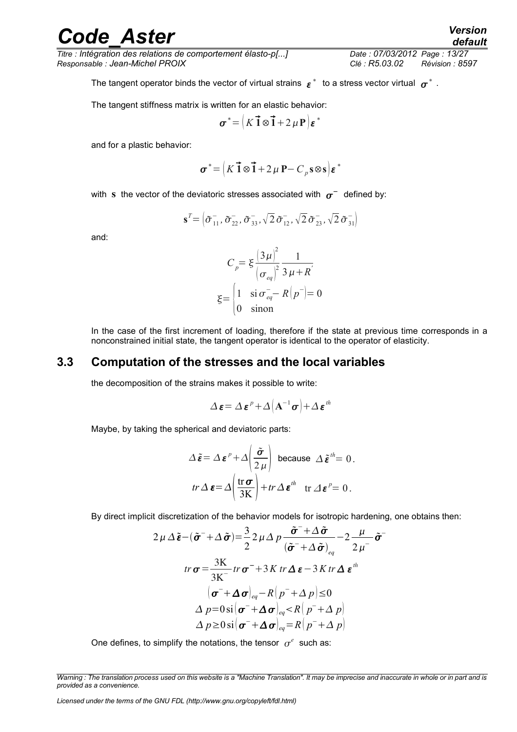The tangent operator binds the vector of virtual strains $\boldsymbol{\varepsilon}^*$ to a stress vector virtual $\boldsymbol{\sigma}^*$.

The tangent stiffness matrix is written for an elastic behavior:

$$\boldsymbol{\sigma}^* = \left( K\,\vec{\mathbf{1}} \otimes \vec{\mathbf{1}} + 2\mu\,\mathbf{P} \right) \boldsymbol{\varepsilon}^*$$

and for a plastic behavior:

$$\boldsymbol{\sigma}^* = \left( K\,\vec{\mathbf{1}} \otimes \vec{\mathbf{1}} + 2\mu\,\mathbf{P} - C_p\,\mathbf{s} \otimes \mathbf{s} \right) \boldsymbol{\varepsilon}^*$$

with $\mathbf{s}$ the vector of the deviatoric stresses associated with $\boldsymbol{\sigma}^-$ defined by:

$$\mathbf{s}^T = \left( \tilde{\sigma}_{11}^-, \tilde{\sigma}_{22}^-, \tilde{\sigma}_{33}^-, \sqrt{2}\,\tilde{\sigma}_{12}^-, \sqrt{2}\,\tilde{\sigma}_{23}^-, \sqrt{2}\,\tilde{\sigma}_{31}^- \right)$$

and:

$$C_p = \xi \frac{(3\mu)^2}{(\sigma_{eq})^2} \frac{1}{3\mu + R'}$$

$$\xi = \begin{cases} 1 & \text{si}\ \sigma_{eq}^- - R(p^-) = 0 \\ 0 & \text{sinon} \end{cases}$$

In the case of the first increment of loading, therefore if the state at previous time corresponds in a nonconstrained initial state, the tangent operator is identical to the operator of elasticity.

## 3.3 Computation of the stresses and the local variables

the decomposition of the strains makes it possible to write:

$$\Delta \boldsymbol{\varepsilon} = \Delta \boldsymbol{\varepsilon}^p + \Delta\left( \mathbf{A}^{-1} \boldsymbol{\sigma} \right) + \Delta \boldsymbol{\varepsilon}^{th}$$

Maybe, by taking the spherical and deviatoric parts:

$$\Delta \tilde{\boldsymbol{\varepsilon}} = \Delta \boldsymbol{\varepsilon}^p + \Delta\left( \frac{\tilde{\boldsymbol{\sigma}}}{2\mu} \right) \ \text{because}\ \ \Delta \tilde{\boldsymbol{\varepsilon}}^{th} = 0\,.$$

$$tr\,\Delta \boldsymbol{\varepsilon} = \Delta\left( \frac{\mathrm{tr}\,\boldsymbol{\sigma}}{3\mathrm{K}} \right) + tr\,\Delta \boldsymbol{\varepsilon}^{th} \quad \mathrm{tr}\,\Delta \boldsymbol{\varepsilon}^p = 0\,.$$

By direct implicit discretization of the behavior models for isotropic hardening, one obtains then:

$$2\mu\,\Delta \tilde{\boldsymbol{\varepsilon}} - (\tilde{\boldsymbol{\sigma}}^- + \Delta \tilde{\boldsymbol{\sigma}}) = \frac{3}{2}\,2\mu\,\Delta p \frac{\tilde{\boldsymbol{\sigma}}^- + \Delta \tilde{\boldsymbol{\sigma}}}{(\tilde{\boldsymbol{\sigma}}^- + \Delta \tilde{\boldsymbol{\sigma}})_{eq}} - 2\frac{\mu}{2\mu^-}\tilde{\boldsymbol{\sigma}}^-$$

$$tr\,\boldsymbol{\sigma} = \frac{3\mathrm{K}}{3\mathrm{K}^-} tr\,\boldsymbol{\sigma}^- + 3K\,tr\,\boldsymbol{\Delta}\,\boldsymbol{\varepsilon} - 3K\,tr\,\boldsymbol{\Delta}\,\boldsymbol{\varepsilon}^{th}$$

$$\left( \boldsymbol{\sigma}^- + \boldsymbol{\Delta}\,\boldsymbol{\sigma} \right)_{eq} - R\left( p^- + \Delta p \right) \leq 0$$

$$\Delta p = 0\ \mathrm{si} \left( \boldsymbol{\sigma}^- + \boldsymbol{\Delta}\,\boldsymbol{\sigma} \right)_{eq} < R\left( p^- + \Delta p \right)$$

$$\Delta p \geq 0\ \mathrm{si} \left( \boldsymbol{\sigma}^- + \boldsymbol{\Delta}\,\boldsymbol{\sigma} \right)_{eq} = R\left( p^- + \Delta p \right)$$

One defines, to simplify the notations, the tensor $\sigma^e$ such as: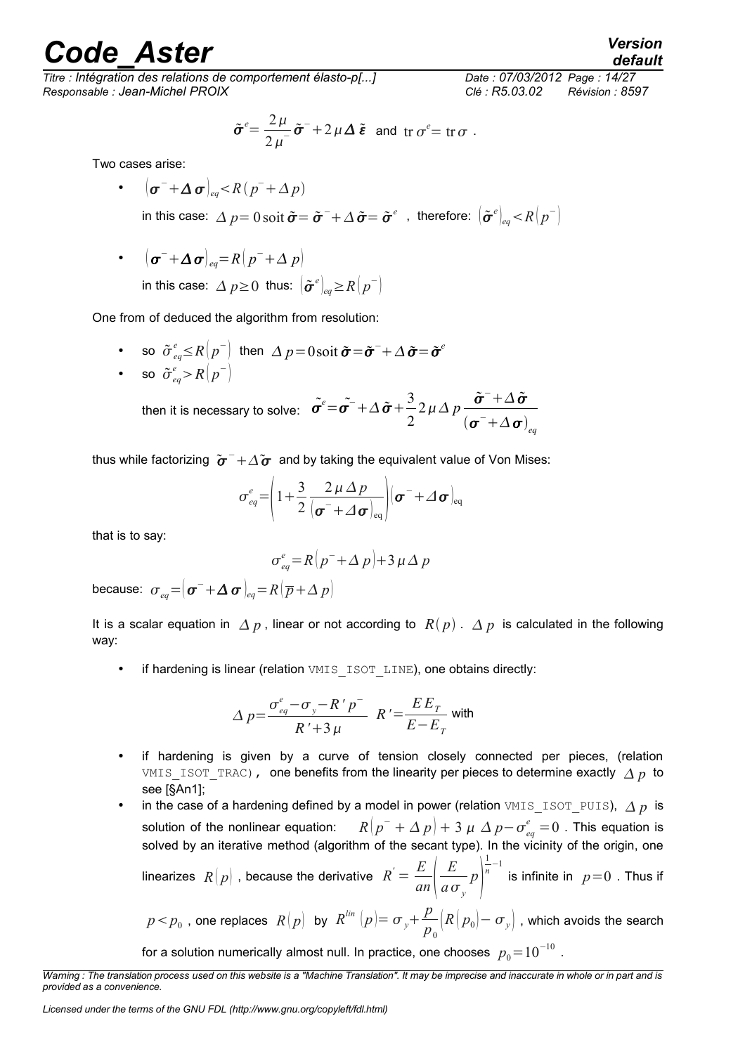$$\tilde{\boldsymbol{\sigma}}^e = \frac{2\mu}{2\mu^-}\tilde{\boldsymbol{\sigma}}^- + 2\mu \boldsymbol{\Delta}\tilde{\boldsymbol{\varepsilon}} \text{ and } \operatorname{tr}\sigma^e = \operatorname{tr}\sigma .$$

Two cases arise:

- $(\boldsymbol{\sigma}^- + \boldsymbol{\Delta}\boldsymbol{\sigma})_{eq} < R(p^- + \Delta p)$

  in this case: $\Delta p = 0 \text{ soit } \tilde{\boldsymbol{\sigma}} = \tilde{\boldsymbol{\sigma}}^- + \Delta\tilde{\boldsymbol{\sigma}} = \tilde{\boldsymbol{\sigma}}^e$ , therefore: $(\tilde{\boldsymbol{\sigma}}^e)_{eq} < R(p^-)$

- $(\boldsymbol{\sigma}^- + \boldsymbol{\Delta}\boldsymbol{\sigma})_{eq} = R(p^- + \Delta p)$

  in this case: $\Delta p \geq 0$ thus: $(\tilde{\boldsymbol{\sigma}}^e)_{eq} \geq R(p^-)$

One from of deduced the algorithm from resolution:

- so $\tilde{\sigma}^e_{eq} \leq R(p^-)$ then $\Delta p = 0 \text{ soit } \tilde{\boldsymbol{\sigma}} = \tilde{\boldsymbol{\sigma}}^- + \Delta\tilde{\boldsymbol{\sigma}} = \tilde{\boldsymbol{\sigma}}^e$
- so $\tilde{\sigma}^e_{eq} > R(p^-)$

  then it is necessary to solve: $\tilde{\boldsymbol{\sigma}}^e = \tilde{\boldsymbol{\sigma}}^- + \Delta\tilde{\boldsymbol{\sigma}} + \dfrac{3}{2} 2\mu \Delta p \dfrac{\tilde{\boldsymbol{\sigma}}^- + \Delta\tilde{\boldsymbol{\sigma}}}{(\boldsymbol{\sigma}^- + \Delta\boldsymbol{\sigma})_{eq}}$

thus while factorizing $\tilde{\boldsymbol{\sigma}}^- + \Delta\tilde{\boldsymbol{\sigma}}$ and by taking the equivalent value of Von Mises:

$$\sigma^e_{eq} = \left(1 + \frac{3}{2}\frac{2\mu\Delta p}{(\boldsymbol{\sigma}^- + \Delta\boldsymbol{\sigma})_{eq}}\right)(\boldsymbol{\sigma}^- + \Delta\boldsymbol{\sigma})_{eq}$$

that is to say:

$$\sigma^e_{eq} = R(p^- + \Delta p) + 3\mu\Delta p$$

because: $\sigma_{eq} = (\boldsymbol{\sigma}^- + \boldsymbol{\Delta}\boldsymbol{\sigma})_{eq} = R(\overline{p} + \Delta p)$

It is a scalar equation in $\Delta p$ , linear or not according to $R(p)$ . $\Delta p$ is calculated in the following way:

- if hardening is linear (relation VMIS_ISOT_LINE), one obtains directly:

$$\Delta p = \frac{\sigma^e_{eq} - \sigma_y - R' p^-}{R' + 3\mu} \quad R' = \frac{E E_T}{E - E_T} \text{ with}$$

- if hardening is given by a curve of tension closely connected per pieces, (relation VMIS_ISOT_TRAC), one benefits from the linearity per pieces to determine exactly $\Delta p$ to see [§An1];
- in the case of a hardening defined by a model in power (relation VMIS_ISOT_PUIS), $\Delta p$ is solution of the nonlinear equation: $R(p^- + \Delta p) + 3\mu\Delta p - \sigma^e_{eq} = 0$ . This equation is solved by an iterative method (algorithm of the secant type). In the vicinity of the origin, one linearizes $R(p)$ , because the derivative $R' = \dfrac{E}{an}\left(\dfrac{E}{a\sigma_y}p\right)^{\frac{1}{n}-1}$ is infinite in $p = 0$ . Thus if $p < p_0$ , one replaces $R(p)$ by $R^{lin}(p) = \sigma_y + \dfrac{p}{p_0}\left(R(p_0) - \sigma_y\right)$ , which avoids the search for a solution numerically almost null. In practice, one chooses $p_0 = 10^{-10}$ .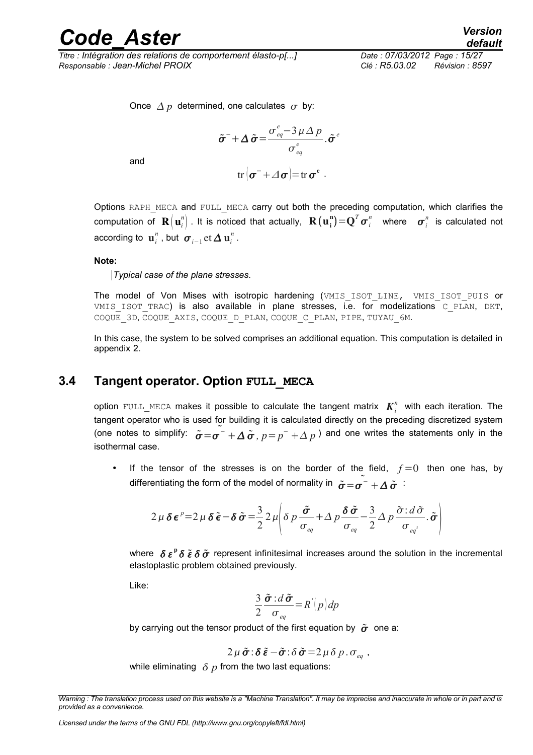Once $\Delta p$ determined, one calculates $\sigma$ by:

$$\tilde{\boldsymbol{\sigma}}^{-}+\boldsymbol{\Delta}\,\tilde{\boldsymbol{\sigma}}=\frac{\sigma_{eq}^{e}-3\,\mu\,\Delta\,p}{\sigma_{eq}^{e}}.\tilde{\boldsymbol{\sigma}}^{e}$$

and

$$\operatorname{tr}\left(\boldsymbol{\sigma}^{-}+\Delta\,\boldsymbol{\sigma}\right)=\operatorname{tr}\boldsymbol{\sigma}^{\mathbf{e}}\ .$$

Options RAPH_MECA and FULL_MECA carry out both the preceding computation, which clarifies the computation of $\mathbf{R}\left(\mathbf{u}_{i}^{n}\right)$. It is noticed that actually, $\mathbf{R}\left(\mathbf{u}_{\mathbf{i}}^{\mathbf{n}}\right)=\mathbf{Q}^{T}\boldsymbol{\sigma}_{i}^{n}$ where $\boldsymbol{\sigma}_{i}^{n}$ is calculated not according to $\mathbf{u}_{i}^{n}$, but $\boldsymbol{\sigma}_{i-1}\,\text{et}\,\boldsymbol{\Delta}\,\mathbf{u}_{i}^{n}$.

**Note:**

*Typical case of the plane stresses.*

The model of Von Mises with isotropic hardening (VMIS_ISOT_LINE, VMIS_ISOT_PUIS or VMIS_ISOT_TRAC) is also available in plane stresses, i.e. for modelizations C_PLAN, DKT, COQUE_3D, COQUE_AXIS, COQUE_D_PLAN, COQUE_C_PLAN, PIPE, TUYAU_6M.

In this case, the system to be solved comprises an additional equation. This computation is detailed in appendix 2.

## 3.4 Tangent operator. Option FULL_MECA

option FULL_MECA makes it possible to calculate the tangent matrix $\boldsymbol{K}_{i}^{n}$ with each iteration. The tangent operator who is used for building it is calculated directly on the preceding discretized system (one notes to simplify: $\tilde{\boldsymbol{\sigma}}=\tilde{\boldsymbol{\sigma}}^{-}+\boldsymbol{\Delta}\,\tilde{\boldsymbol{\sigma}},\,p=p^{-}+\Delta\,p$) and one writes the statements only in the isothermal case.

- If the tensor of the stresses is on the border of the field, $f=0$ then one has, by differentiating the form of the model of normality in $\tilde{\boldsymbol{\sigma}}=\tilde{\boldsymbol{\sigma}}^{-}+\boldsymbol{\Delta}\,\tilde{\boldsymbol{\sigma}}$ :

$$2\,\mu\,\boldsymbol{\delta}\,\boldsymbol{\epsilon}^{p}=2\,\mu\,\boldsymbol{\delta}\,\tilde{\boldsymbol{\epsilon}}-\boldsymbol{\delta}\,\tilde{\boldsymbol{\sigma}}=\frac{3}{2}\,2\,\mu\left(\delta\,p\,\frac{\tilde{\boldsymbol{\sigma}}}{\sigma_{eq}}+\Delta\,p\,\frac{\boldsymbol{\delta}\,\tilde{\boldsymbol{\sigma}}}{\sigma_{eq}}-\frac{3}{2}\,\Delta\,p\,\frac{\tilde{\sigma}:d\,\tilde{\sigma}}{\sigma_{eq^{3}}}.\tilde{\boldsymbol{\sigma}}\right)$$

where $\boldsymbol{\delta}\,\boldsymbol{\varepsilon}^{\mathbf{p}}\,\boldsymbol{\delta}\,\tilde{\boldsymbol{\varepsilon}}\,\boldsymbol{\delta}\,\tilde{\boldsymbol{\sigma}}$ represent infinitesimal increases around the solution in the incremental elastoplastic problem obtained previously.

Like:

$$\frac{3}{2}\frac{\tilde{\boldsymbol{\sigma}}:d\,\tilde{\boldsymbol{\sigma}}}{\sigma_{eq}}=R^{'}\left(p\right)dp$$

by carrying out the tensor product of the first equation by $\tilde{\boldsymbol{\sigma}}$ one a:

$$2\,\mu\,\tilde{\boldsymbol{\sigma}}:\boldsymbol{\delta}\,\tilde{\boldsymbol{\varepsilon}}-\tilde{\boldsymbol{\sigma}}:\delta\,\tilde{\boldsymbol{\sigma}}=2\,\mu\,\delta\,p\,.\,\sigma_{eq}\ ,$$

while eliminating $\delta\,p$ from the two last equations: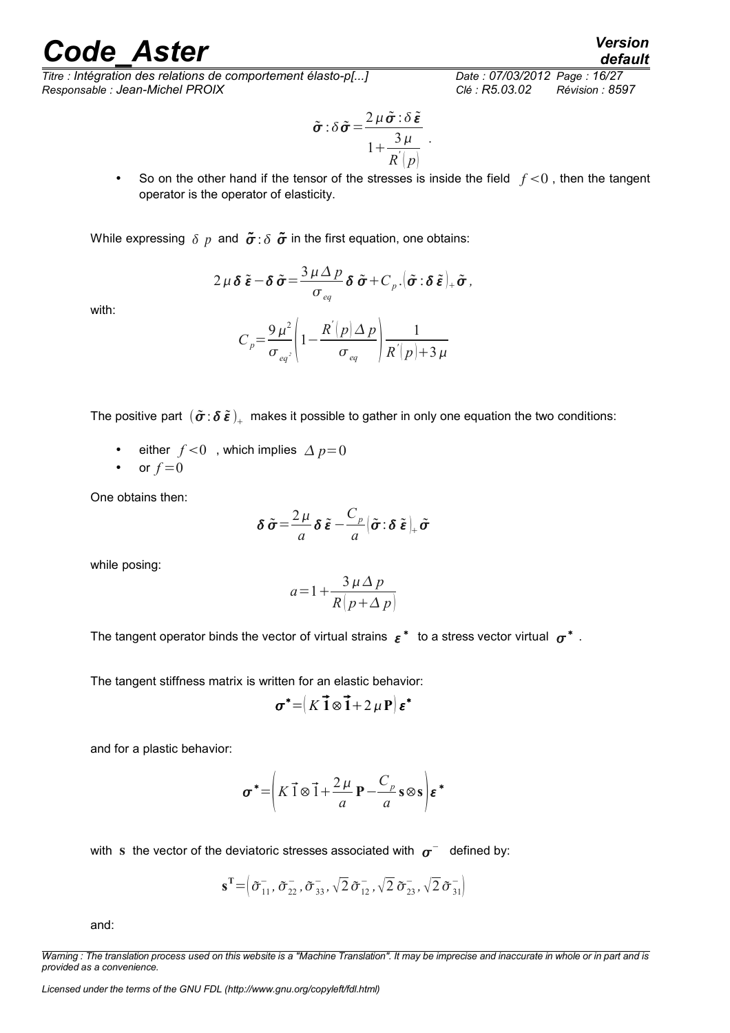$$\tilde{\boldsymbol{\sigma}}:\delta\tilde{\boldsymbol{\sigma}}=\frac{2\mu\tilde{\boldsymbol{\sigma}}:\delta\tilde{\boldsymbol{\varepsilon}}}{1+\frac{3\mu}{R'(p)}} .$$

- So on the other hand if the tensor of the stresses is inside the field $f<0$ , then the tangent operator is the operator of elasticity.

While expressing $\delta p$ and $\tilde{\boldsymbol{\sigma}}:\delta\tilde{\boldsymbol{\sigma}}$ in the first equation, one obtains:

$$2\mu\boldsymbol{\delta}\tilde{\boldsymbol{\varepsilon}}-\boldsymbol{\delta}\tilde{\boldsymbol{\sigma}}=\frac{3\mu\Delta p}{\sigma_{eq}}\boldsymbol{\delta}\tilde{\boldsymbol{\sigma}}+C_p.(\tilde{\boldsymbol{\sigma}}:\boldsymbol{\delta}\tilde{\boldsymbol{\varepsilon}})_+\tilde{\boldsymbol{\sigma}},$$

with:

$$C_p=\frac{9\mu^2}{\sigma_{eq^2}}\left(1-\frac{R'(p)\Delta p}{\sigma_{eq}}\right)\frac{1}{R'(p)+3\mu}$$

The positive part $(\tilde{\boldsymbol{\sigma}}:\boldsymbol{\delta}\tilde{\boldsymbol{\varepsilon}})_+$ makes it possible to gather in only one equation the two conditions:

- either $f<0$ , which implies $\Delta p=0$
- or $f=0$

One obtains then:

$$\boldsymbol{\delta}\tilde{\boldsymbol{\sigma}}=\frac{2\mu}{a}\boldsymbol{\delta}\tilde{\boldsymbol{\varepsilon}}-\frac{C_p}{a}(\tilde{\boldsymbol{\sigma}}:\boldsymbol{\delta}\tilde{\boldsymbol{\varepsilon}})_+\tilde{\boldsymbol{\sigma}}$$

while posing:

$$a=1+\frac{3\mu\Delta p}{R(p+\Delta p)}$$

The tangent operator binds the vector of virtual strains $\boldsymbol{\varepsilon}^*$ to a stress vector virtual $\boldsymbol{\sigma}^*$ .

The tangent stiffness matrix is written for an elastic behavior:

$$\boldsymbol{\sigma}^*=\left(K\vec{\mathbf{1}}\otimes\vec{\mathbf{1}}+2\mu\mathbf{P}\right)\boldsymbol{\varepsilon}^*$$

and for a plastic behavior:

$$\boldsymbol{\sigma}^*=\left(K\vec{1}\otimes\vec{1}+\frac{2\mu}{a}\mathbf{P}-\frac{C_p}{a}\mathbf{s}\otimes\mathbf{s}\right)\boldsymbol{\varepsilon}^*$$

with $\mathbf{s}$ the vector of the deviatoric stresses associated with $\boldsymbol{\sigma}^-$ defined by:

$$\mathbf{s}^{\mathbf{T}}=\left(\tilde{\sigma}_{11}^-,\tilde{\sigma}_{22}^-,\tilde{\sigma}_{33}^-,\sqrt{2}\tilde{\sigma}_{12}^-,\sqrt{2}\tilde{\sigma}_{23}^-,\sqrt{2}\tilde{\sigma}_{31}^-\right)$$

and: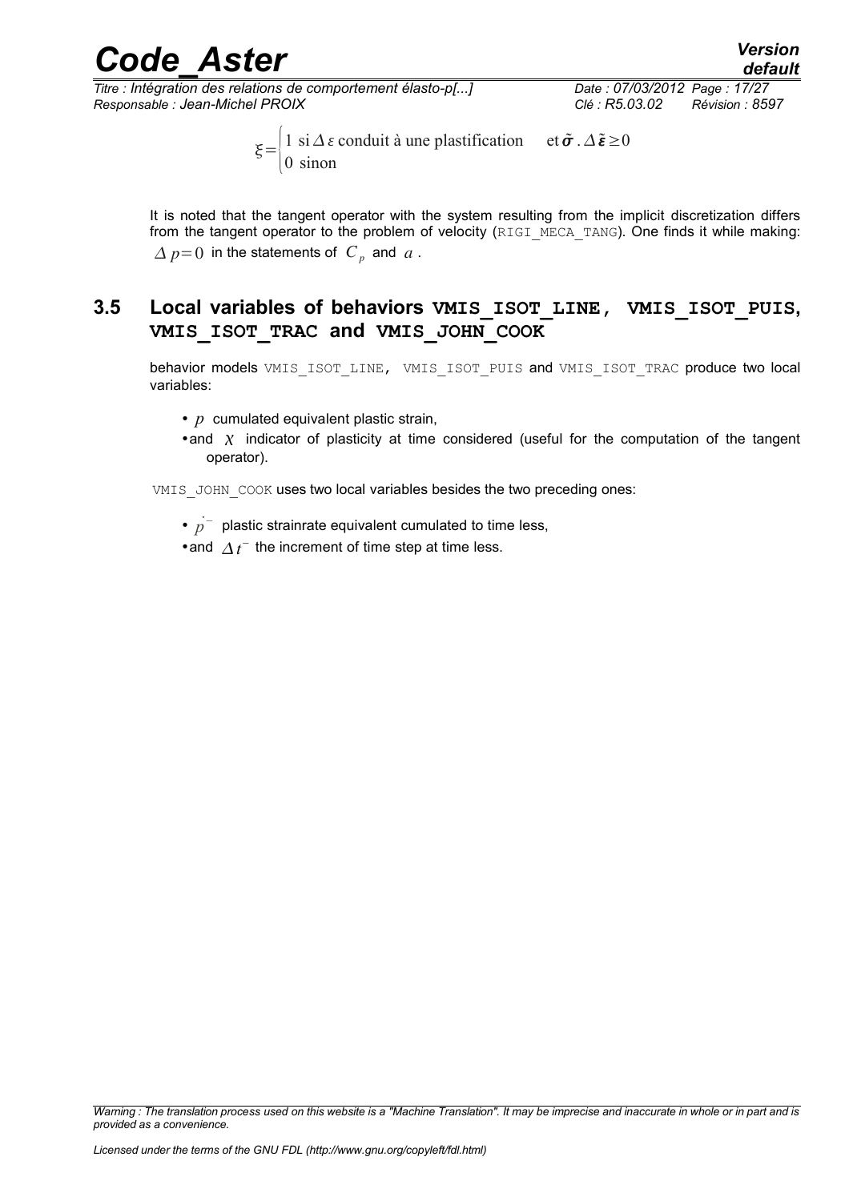$$\xi = \begin{cases} 1 \text{ si } \Delta\varepsilon \text{ conduit à une plastification} & \text{et } \tilde{\boldsymbol{\sigma}} . \Delta\tilde{\boldsymbol{\varepsilon}} \geq 0 \\ 0 \text{ sinon} \end{cases}$$

It is noted that the tangent operator with the system resulting from the implicit discretization differs from the tangent operator to the problem of velocity (RIGI_MECA_TANG). One finds it while making: $\Delta p = 0$ in the statements of $C_p$ and $a$.

## 3.5 Local variables of behaviors VMIS_ISOT_LINE, VMIS_ISOT_PUIS, VMIS_ISOT_TRAC and VMIS_JOHN_COOK

behavior models VMIS_ISOT_LINE, VMIS_ISOT_PUIS and VMIS_ISOT_TRAC produce two local variables:

- $p$ cumulated equivalent plastic strain,
- and $\chi$ indicator of plasticity at time considered (useful for the computation of the tangent operator).

VMIS_JOHN_COOK uses two local variables besides the two preceding ones:

- $\dot{p}^-$ plastic strainrate equivalent cumulated to time less,
- and $\Delta t^-$ the increment of time step at time less.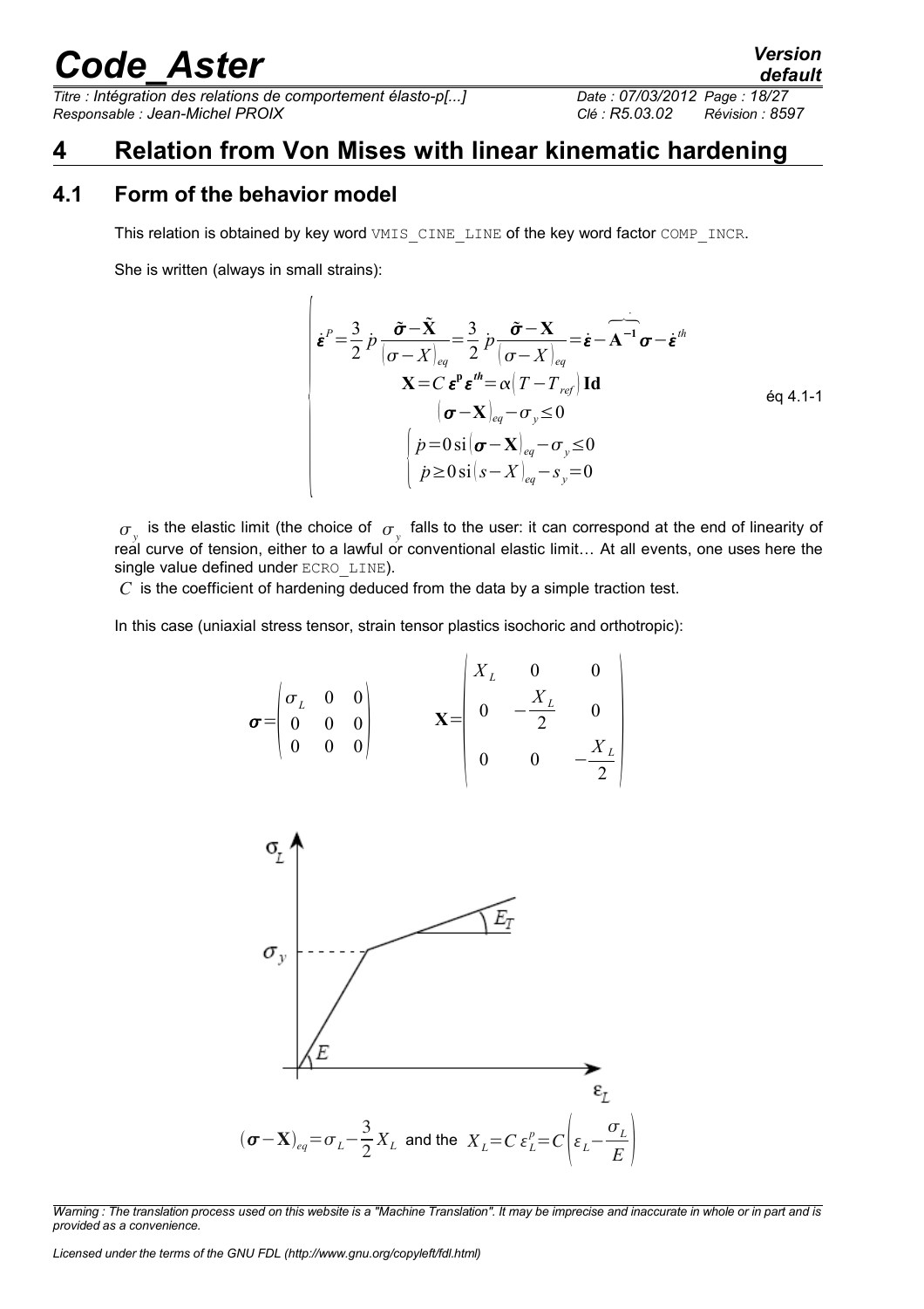# 4 Relation from Von Mises with linear kinematic hardening

## 4.1 Form of the behavior model

This relation is obtained by key word VMIS_CINE_LINE of the key word factor COMP_INCR.

She is written (always in small strains):

$$
\begin{cases}
\dot{\boldsymbol{\varepsilon}}^{P}=\frac{3}{2}\,\dot{p}\,\frac{\tilde{\boldsymbol{\sigma}}-\tilde{\mathbf{X}}}{(\sigma-X)_{eq}}=\frac{3}{2}\,\dot{p}\,\frac{\tilde{\boldsymbol{\sigma}}-\mathbf{X}}{(\sigma-X)_{eq}}=\dot{\boldsymbol{\varepsilon}}-\dot{\overbrace{\mathbf{A}^{-1}\boldsymbol{\sigma}}}-\dot{\boldsymbol{\varepsilon}}^{th} \\
\mathbf{X}=C\,\boldsymbol{\varepsilon}^{\mathbf{p}}\,\boldsymbol{\varepsilon}^{th}=\alpha\left(T-T_{ref}\right)\mathbf{Id} \\
(\boldsymbol{\sigma}-\mathbf{X})_{eq}-\sigma_{y}\leq 0 \\
\begin{cases}
\dot{p}=0\ \text{si}\,(\boldsymbol{\sigma}-\mathbf{X})_{eq}-\sigma_{y}\leq 0 \\
\dot{p}\geq 0\ \text{si}\,(s-X)_{eq}-s_{y}=0
\end{cases}
\end{cases}
\qquad \text{éq 4.1-1}
$$

$\sigma_y$ is the elastic limit (the choice of $\sigma_y$ falls to the user: it can correspond at the end of linearity of real curve of tension, either to a lawful or conventional elastic limit… At all events, one uses here the single value defined under ECRO_LINE).

$C$ is the coefficient of hardening deduced from the data by a simple traction test.

In this case (uniaxial stress tensor, strain tensor plastics isochoric and orthotropic):

$$
\boldsymbol{\sigma}=\begin{pmatrix}\sigma_L & 0 & 0\\ 0 & 0 & 0\\ 0 & 0 & 0\end{pmatrix} \qquad \mathbf{X}=\begin{pmatrix}X_L & 0 & 0\\ 0 & -\frac{X_L}{2} & 0\\ 0 & 0 & -\frac{X_L}{2}\end{pmatrix}
$$

$$
(\boldsymbol{\sigma}-\mathbf{X})_{eq}=\sigma_L-\frac{3}{2}X_L \ \text{ and the } \ X_L=C\,\varepsilon_L^{p}=C\left(\varepsilon_L-\frac{\sigma_L}{E}\right)
$$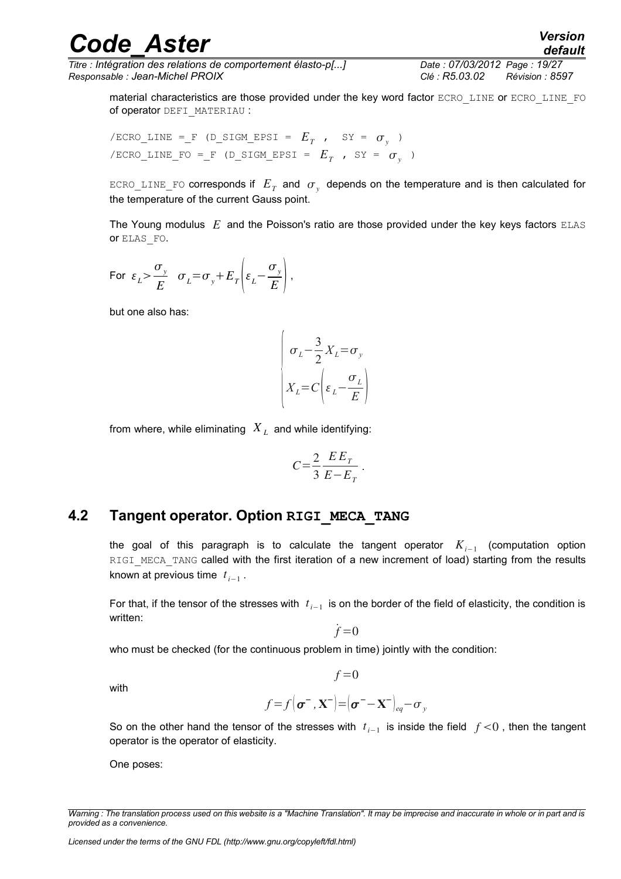material characteristics are those provided under the key word factor ECRO_LINE or ECRO_LINE_FO of operator DEFI_MATERIAU :

```
/ECRO_LINE =_F (D_SIGM_EPSI = E_T ,  SY = σ_y )
/ECRO_LINE_FO =_F (D_SIGM_EPSI = E_T , SY = σ_y )
```

ECRO_LINE_FO corresponds if $E_T$ and $\sigma_y$ depends on the temperature and is then calculated for the temperature of the current Gauss point.

The Young modulus $E$ and the Poisson's ratio are those provided under the key keys factors ELAS or ELAS_FO.

For $\varepsilon_L > \frac{\sigma_y}{E}$ $\sigma_L = \sigma_y + E_T\left(\varepsilon_L - \frac{\sigma_y}{E}\right)$,

but one also has:

$$\begin{cases} \sigma_L - \frac{3}{2} X_L = \sigma_y \\ X_L = C\left(\varepsilon_L - \frac{\sigma_L}{E}\right) \end{cases}$$

from where, while eliminating $X_L$ and while identifying:

$$C = \frac{2}{3} \frac{E E_T}{E - E_T} .$$

## 4.2 Tangent operator. Option RIGI_MECA_TANG

the goal of this paragraph is to calculate the tangent operator $K_{i-1}$ (computation option RIGI_MECA_TANG called with the first iteration of a new increment of load) starting from the results known at previous time $t_{i-1}$.

For that, if the tensor of the stresses with $t_{i-1}$ is on the border of the field of elasticity, the condition is written:

$$\dot{f} = 0$$

who must be checked (for the continuous problem in time) jointly with the condition:

$$f = 0$$

with

$$f = f\left(\boldsymbol{\sigma}^-, \mathbf{X}^-\right) = \left(\boldsymbol{\sigma}^- - \mathbf{X}^-\right)_{eq} - \sigma_y$$

So on the other hand the tensor of the stresses with $t_{i-1}$ is inside the field $f < 0$, then the tangent operator is the operator of elasticity.

One poses: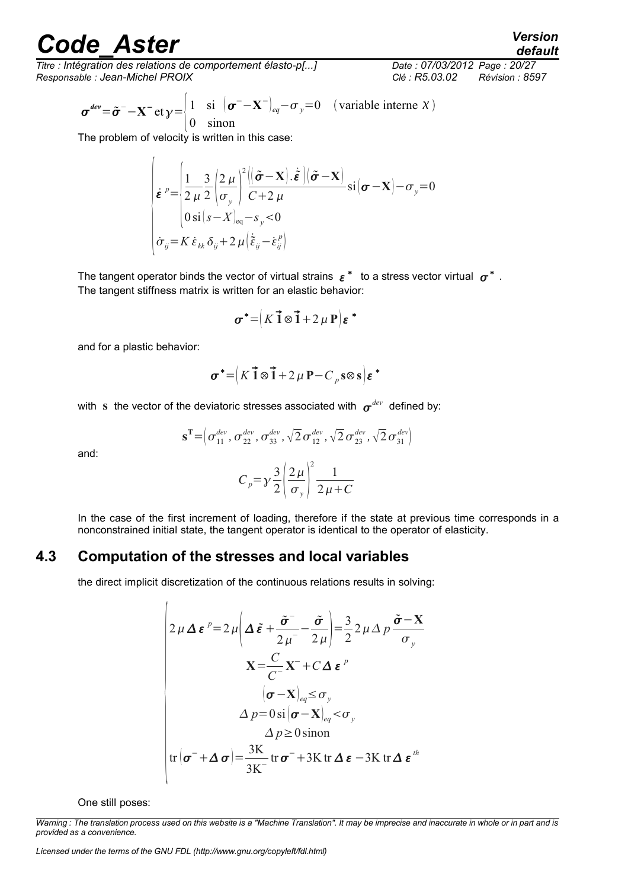$$\boldsymbol{\sigma}^{dev} = \tilde{\boldsymbol{\sigma}}^{-} - \mathbf{X}^{-} \text{ et } \gamma = \begin{cases} 1 & \text{si } (\boldsymbol{\sigma}^{-} - \mathbf{X}^{-})_{eq} - \sigma_y = 0 \quad (\text{variable interne } \chi) \\ 0 & \text{sinon} \end{cases}$$

The problem of velocity is written in this case:

$$\begin{cases} \dot{\boldsymbol{\varepsilon}}^{p} = \begin{cases} \dfrac{1}{2\mu}\dfrac{3}{2}\left(\dfrac{2\mu}{\sigma_y}\right)^2 \dfrac{\left((\tilde{\boldsymbol{\sigma}} - \mathbf{X}).\dot{\tilde{\boldsymbol{\varepsilon}}}\right)(\tilde{\boldsymbol{\sigma}} - \mathbf{X})}{C + 2\mu} \text{si} (\boldsymbol{\sigma} - \mathbf{X}) - \sigma_y = 0 \\ 0 \text{ si } (s - X)_{\text{eq}} - s_y < 0 \end{cases} \\ \dot{\sigma}_{ij} = K\,\dot{\varepsilon}_{kk}\,\delta_{ij} + 2\mu\left(\dot{\tilde{\varepsilon}}_{ij} - \dot{\varepsilon}_{ij}^{p}\right) \end{cases}$$

The tangent operator binds the vector of virtual strains $\boldsymbol{\varepsilon}^{*}$ to a stress vector virtual $\boldsymbol{\sigma}^{*}$.
The tangent stiffness matrix is written for an elastic behavior:

$$\boldsymbol{\sigma}^{*} = \left(K\,\vec{\mathbf{1}} \otimes \vec{\mathbf{1}} + 2\mu\,\mathbf{P}\right)\boldsymbol{\varepsilon}^{*}$$

and for a plastic behavior:

$$\boldsymbol{\sigma}^{*} = \left(K\,\vec{\mathbf{1}} \otimes \vec{\mathbf{1}} + 2\mu\,\mathbf{P} - C_p\,\mathbf{s} \otimes \mathbf{s}\right)\boldsymbol{\varepsilon}^{*}$$

with $\mathbf{s}$ the vector of the deviatoric stresses associated with $\boldsymbol{\sigma}^{dev}$ defined by:

$$\mathbf{s}^{\mathbf{T}} = \left(\sigma_{11}^{dev}, \sigma_{22}^{dev}, \sigma_{33}^{dev}, \sqrt{2}\,\sigma_{12}^{dev}, \sqrt{2}\,\sigma_{23}^{dev}, \sqrt{2}\,\sigma_{31}^{dev}\right)$$

and:

$$C_p = \gamma\,\frac{3}{2}\left(\frac{2\mu}{\sigma_y}\right)^2 \frac{1}{2\mu + C}$$

In the case of the first increment of loading, therefore if the state at previous time corresponds in a nonconstrained initial state, the tangent operator is identical to the operator of elasticity.

## 4.3 Computation of the stresses and local variables

the direct implicit discretization of the continuous relations results in solving:

$$\begin{cases} 2\mu\,\boldsymbol{\Delta\varepsilon}^{p} = 2\mu\left(\boldsymbol{\Delta}\tilde{\varepsilon} + \dfrac{\tilde{\boldsymbol{\sigma}}^{-}}{2\mu^{-}} - \dfrac{\tilde{\boldsymbol{\sigma}}}{2\mu}\right) = \dfrac{3}{2}\,2\mu\,\Delta p\,\dfrac{\tilde{\boldsymbol{\sigma}} - \mathbf{X}}{\sigma_y} \\ \mathbf{X} = \dfrac{C}{C^{-}}\mathbf{X}^{-} + C\,\boldsymbol{\Delta\varepsilon}^{p} \\ (\boldsymbol{\sigma} - \mathbf{X})_{eq} \leq \sigma_y \\ \Delta p = 0 \text{ si } (\boldsymbol{\sigma} - \mathbf{X})_{eq} < \sigma_y \\ \Delta p \geq 0 \text{ sinon} \\ \text{tr}\left(\boldsymbol{\sigma}^{-} + \boldsymbol{\Delta\sigma}\right) = \dfrac{3\text{K}}{3\text{K}^{-}}\,\text{tr}\,\boldsymbol{\sigma}^{-} + 3\text{K}\,\text{tr}\,\boldsymbol{\Delta\varepsilon} - 3\text{K}\,\text{tr}\,\boldsymbol{\Delta\varepsilon}^{th} \end{cases}$$

One still poses: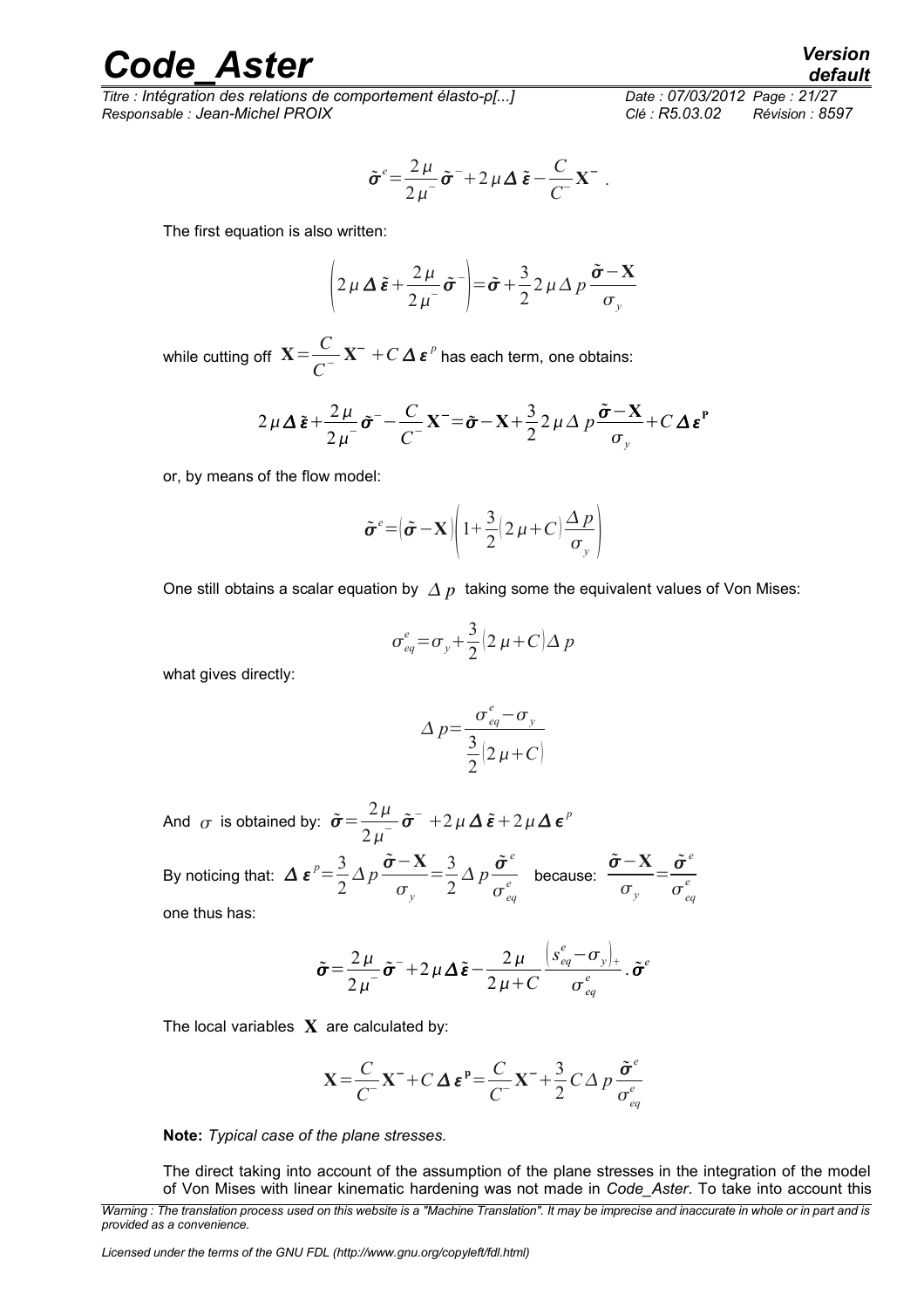$$\tilde{\boldsymbol{\sigma}}^e = \frac{2\mu}{2\mu^-}\tilde{\boldsymbol{\sigma}}^- + 2\mu\boldsymbol{\Delta}\tilde{\boldsymbol{\varepsilon}} - \frac{C}{C^-}\mathbf{X}^- \; .$$

The first equation is also written:

$$\left(2\mu\boldsymbol{\Delta}\tilde{\boldsymbol{\varepsilon}} + \frac{2\mu}{2\mu^-}\tilde{\boldsymbol{\sigma}}^-\right) = \tilde{\boldsymbol{\sigma}} + \frac{3}{2}2\mu\Delta p\frac{\tilde{\boldsymbol{\sigma}}-\mathbf{X}}{\sigma_y}$$

while cutting off $\mathbf{X} = \frac{C}{C^-}\mathbf{X}^- + C\boldsymbol{\Delta}\boldsymbol{\varepsilon}^p$ has each term, one obtains:

$$2\mu\boldsymbol{\Delta}\tilde{\boldsymbol{\varepsilon}} + \frac{2\mu}{2\mu^-}\tilde{\boldsymbol{\sigma}}^- - \frac{C}{C^-}\mathbf{X}^- = \tilde{\boldsymbol{\sigma}} - \mathbf{X} + \frac{3}{2}2\mu\Delta p\frac{\tilde{\boldsymbol{\sigma}}-\mathbf{X}}{\sigma_y} + C\boldsymbol{\Delta}\boldsymbol{\varepsilon}^{\mathbf{p}}$$

or, by means of the flow model:

$$\tilde{\boldsymbol{\sigma}}^e = \left(\tilde{\boldsymbol{\sigma}} - \mathbf{X}\right)\left(1 + \frac{3}{2}\left(2\mu + C\right)\frac{\Delta p}{\sigma_y}\right)$$

One still obtains a scalar equation by $\Delta p$ taking some the equivalent values of Von Mises:

$$\sigma_{eq}^e = \sigma_y + \frac{3}{2}\left(2\mu + C\right)\Delta p$$

what gives directly:

$$\Delta p = \frac{\sigma_{eq}^e - \sigma_y}{\frac{3}{2}\left(2\mu + C\right)}$$

And $\sigma$ is obtained by: $\tilde{\boldsymbol{\sigma}} = \frac{2\mu}{2\mu^-}\tilde{\boldsymbol{\sigma}}^- + 2\mu\boldsymbol{\Delta}\tilde{\boldsymbol{\varepsilon}} + 2\mu\boldsymbol{\Delta}\boldsymbol{\epsilon}^p$

By noticing that: $\boldsymbol{\Delta}\boldsymbol{\varepsilon}^p = \frac{3}{2}\Delta p\frac{\tilde{\boldsymbol{\sigma}}-\mathbf{X}}{\sigma_y} = \frac{3}{2}\Delta p\frac{\tilde{\boldsymbol{\sigma}}^e}{\sigma_{eq}^e}$ because: $\frac{\tilde{\boldsymbol{\sigma}}-\mathbf{X}}{\sigma_y} = \frac{\tilde{\boldsymbol{\sigma}}^e}{\sigma_{eq}^e}$

one thus has:

$$\tilde{\boldsymbol{\sigma}} = \frac{2\mu}{2\mu^-}\tilde{\boldsymbol{\sigma}}^- + 2\mu\boldsymbol{\Delta}\tilde{\boldsymbol{\varepsilon}} - \frac{2\mu}{2\mu + C}\frac{\left(s_{eq}^e - \sigma_y\right)_+}{\sigma_{eq}^e}.\tilde{\boldsymbol{\sigma}}^e$$

The local variables $\mathbf{X}$ are calculated by:

$$\mathbf{X} = \frac{C}{C^-}\mathbf{X}^- + C\boldsymbol{\Delta}\boldsymbol{\varepsilon}^{\mathbf{p}} = \frac{C}{C^-}\mathbf{X}^- + \frac{3}{2}C\Delta p\frac{\tilde{\boldsymbol{\sigma}}^e}{\sigma_{eq}^e}$$

**Note:** *Typical case of the plane stresses.*

The direct taking into account of the assumption of the plane stresses in the integration of the model of Von Mises with linear kinematic hardening was not made in *Code_Aster*. To take into account this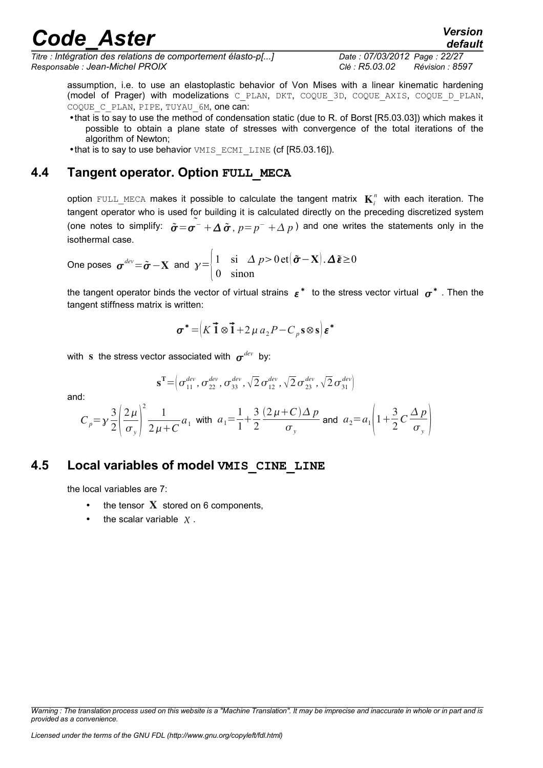assumption, i.e. to use an elastoplastic behavior of Von Mises with a linear kinematic hardening (model of Prager) with modelizations C_PLAN, DKT, COQUE_3D, COQUE_AXIS, COQUE_D_PLAN, COQUE_C_PLAN, PIPE, TUYAU_6M, one can:

- that is to say to use the method of condensation static (due to R. of Borst [R5.03.03]) which makes it possible to obtain a plane state of stresses with convergence of the total iterations of the algorithm of Newton;
- that is to say to use behavior VMIS_ECMI_LINE (cf [R5.03.16]).

## 4.4 Tangent operator. Option FULL_MECA

option FULL_MECA makes it possible to calculate the tangent matrix $\mathbf{K}_i^n$ with each iteration. The tangent operator who is used for building it is calculated directly on the preceding discretized system (one notes to simplify: $\tilde{\boldsymbol{\sigma}}=\tilde{\boldsymbol{\sigma}}^- +\boldsymbol{\Delta}\,\tilde{\boldsymbol{\sigma}}$, $p=p^- +\Delta\, p$) and one writes the statements only in the isothermal case.

One poses $\boldsymbol{\sigma}^{dev}=\tilde{\boldsymbol{\sigma}}-\mathbf{X}$ and $\gamma=\begin{cases}1 & \text{si} \quad \Delta\, p>0\,\text{et}\left(\tilde{\boldsymbol{\sigma}}-\mathbf{X}\right).\boldsymbol{\Delta}\tilde{\boldsymbol{\varepsilon}}\geq 0\\ 0 & \text{sinon}\end{cases}$

the tangent operator binds the vector of virtual strains $\boldsymbol{\varepsilon}^*$ to the stress vector virtual $\boldsymbol{\sigma}^*$. Then the tangent stiffness matrix is written:

$$\boldsymbol{\sigma}^*=\left(K\,\vec{\mathbf{1}}\otimes\vec{\mathbf{1}}+2\,\mu\, a_2 P-C_p\mathbf{s}\otimes\mathbf{s}\right)\boldsymbol{\varepsilon}^*$$

with $\mathbf{s}$ the stress vector associated with $\boldsymbol{\sigma}^{dev}$ by:

$$\mathbf{s}^{\mathbf{T}}=\left(\sigma_{11}^{dev},\sigma_{22}^{dev},\sigma_{33}^{dev},\sqrt{2}\,\sigma_{12}^{dev},\sqrt{2}\,\sigma_{23}^{dev},\sqrt{2}\,\sigma_{31}^{dev}\right)$$

and:

$$C_p=\gamma\frac{3}{2}\left(\frac{2\,\mu}{\sigma_y}\right)^2\frac{1}{2\,\mu+C}a_1 \text{ with } a_1=\frac{1}{1}+\frac{3}{2}\frac{(2\,\mu+C)\,\Delta\, p}{\sigma_y} \text{ and } a_2=a_1\left(1+\frac{3}{2}C\frac{\Delta\, p}{\sigma_y}\right)$$

## 4.5 Local variables of model VMIS_CINE_LINE

the local variables are 7:

- the tensor $\mathbf{X}$ stored on 6 components,
- the scalar variable $\chi$.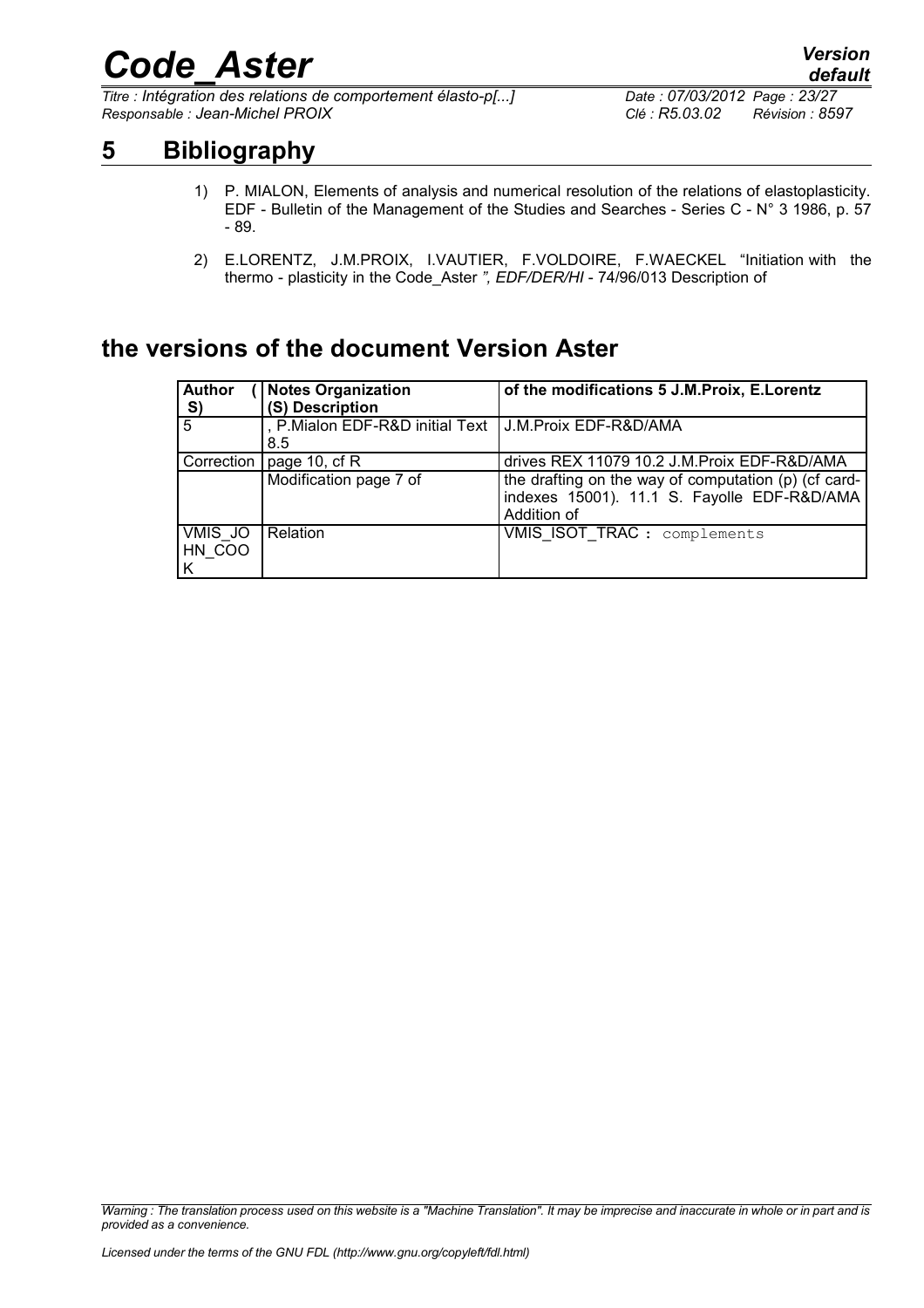# 5 Bibliography

1) P. MIALON, Elements of analysis and numerical resolution of the relations of elastoplasticity. EDF - Bulletin of the Management of the Studies and Searches - Series C - N° 3 1986, p. 57 - 89.

2) E.LORENTZ, J.M.PROIX, I.VAUTIER, F.VOLDOIRE, F.WAECKEL "Initiation with the thermo - plasticity in the Code_Aster *", EDF/DER/HI* - 74/96/013 Description of

## the versions of the document Version Aster

| Author ( S) | Notes Organization (S) Description | of the modifications 5 J.M.Proix, E.Lorentz |
|---|---|---|
| 5 | , P.Mialon EDF-R&D initial Text 8.5 | J.M.Proix EDF-R&D/AMA |
| Correction | page 10, cf R | drives REX 11079 10.2 J.M.Proix EDF-R&D/AMA |
| | Modification page 7 of | the drafting on the way of computation (p) (cf card-indexes 15001). 11.1 S. Fayolle EDF-R&D/AMA Addition of |
| VMIS_JOHN_COOK | Relation | VMIS_ISOT_TRAC : complements |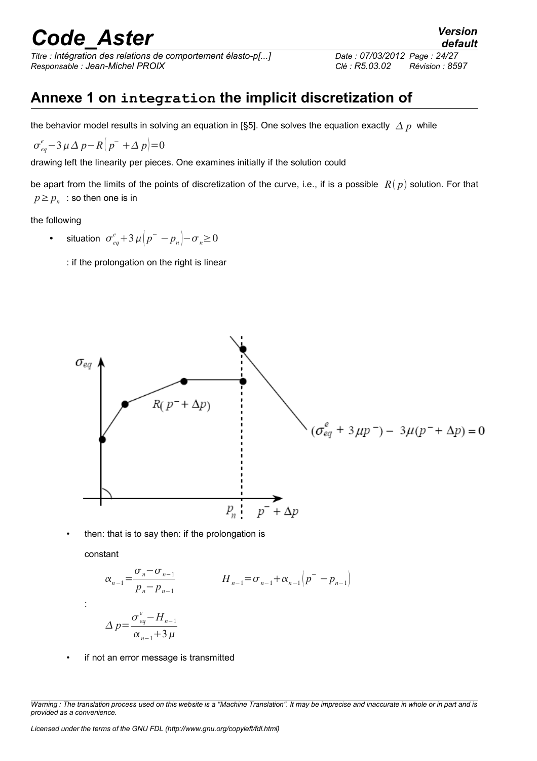## Annexe 1 on `integration` the implicit discretization of

the behavior model results in solving an equation in [§5]. One solves the equation exactly $\Delta p$ while

$\sigma_{eq}^{e} - 3\mu\Delta p - R\left(p^{-} + \Delta p\right) = 0$

drawing left the linearity per pieces. One examines initially if the solution could

be apart from the limits of the points of discretization of the curve, i.e., if is a possible $R(p)$ solution. For that $p \geq p_n$ : so then one is in

the following

- situation $\sigma_{eq}^{e} + 3\mu\left(p^{-} - p_n\right) - \sigma_n \geq 0$

  : if the prolongation on the right is linear

- then: that is to say then: if the prolongation is

  constant

  $$\alpha_{n-1} = \frac{\sigma_n - \sigma_{n-1}}{p_n - p_{n-1}} \qquad H_{n-1} = \sigma_{n-1} + \alpha_{n-1}\left(p^{-} - p_{n-1}\right)$$

  :

  $$\Delta p = \frac{\sigma_{eq}^{e} - H_{n-1}}{\alpha_{n-1} + 3\mu}$$

- if not an error message is transmitted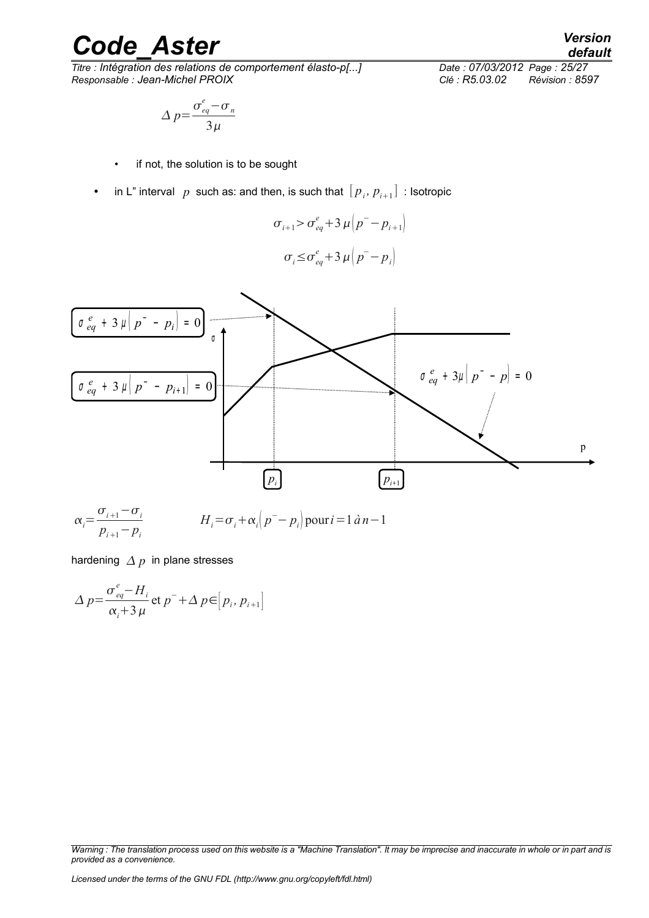$$\Delta p=\frac{\sigma_{eq}^{e}-\sigma_{n}}{3\mu}$$

- if not, the solution is to be sought

- in L" interval $p$ such as: and then, is such that $[p_i, p_{i+1}]$ : Isotropic

$$\sigma_{i+1}>\sigma_{eq}^{e}+3\mu\left(p^{-}-p_{i+1}\right)$$

$$\sigma_{i}\leq\sigma_{eq}^{e}+3\mu\left(p^{-}-p_{i}\right)$$

$\sigma_{eq}^{e}+3\mu\left(p^{-}-p_{i}\right)=0$

$\sigma_{eq}^{e}+3\mu\left(p^{-}-p_{i+1}\right)=0$

$\sigma_{eq}^{e}+3\mu\left(p^{-}-p\right)=0$

$\sigma$ $p$ $p_i$ $p_{i+1}$

$$\alpha_i=\frac{\sigma_{i+1}-\sigma_i}{p_{i+1}-p_i} \qquad H_i=\sigma_i+\alpha_i\left(p^{-}-p_i\right)\text{pour } i=1 \text{ à } n-1$$

hardening $\Delta p$ in plane stresses

$$\Delta p=\frac{\sigma_{eq}^{e}-H_i}{\alpha_i+3\mu}\text{ et } p^{-}+\Delta p\in\left[p_i, p_{i+1}\right]$$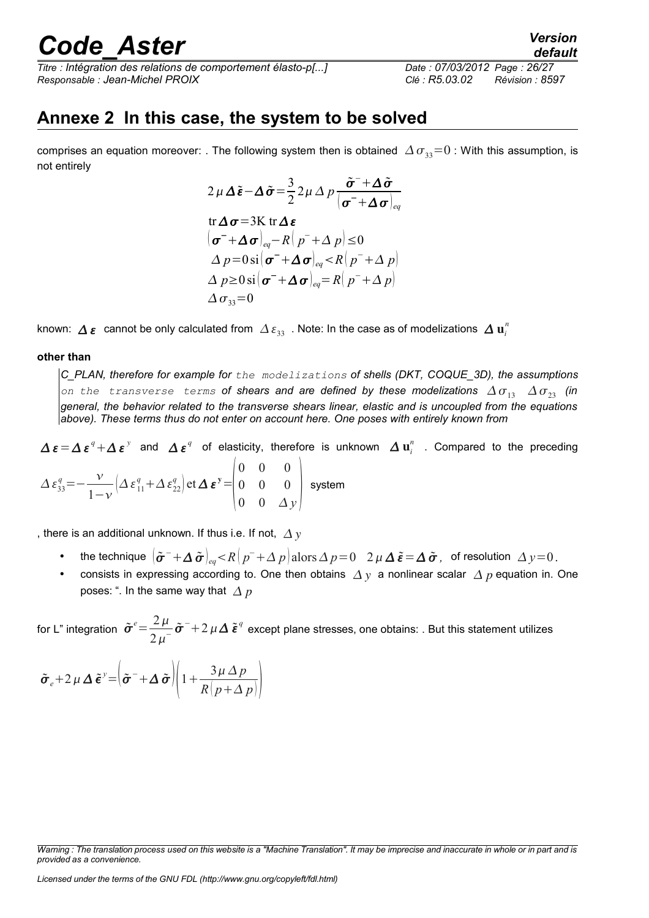## Annexe 2 In this case, the system to be solved

comprises an equation moreover: . The following system then is obtained $\Delta\sigma_{33}=0$ : With this assumption, is not entirely

$$
\begin{aligned}
&2\mu\,\Delta\tilde{\boldsymbol{\varepsilon}}-\Delta\tilde{\boldsymbol{\sigma}}=\frac{3}{2}2\mu\,\Delta p\,\frac{\tilde{\boldsymbol{\sigma}}^{-}+\Delta\tilde{\boldsymbol{\sigma}}}{\left(\boldsymbol{\sigma}^{-}+\Delta\boldsymbol{\sigma}\right)_{eq}}\\
&\operatorname{tr}\Delta\boldsymbol{\sigma}=3\mathrm{K}\operatorname{tr}\Delta\boldsymbol{\varepsilon}\\
&\left(\boldsymbol{\sigma}^{-}+\Delta\boldsymbol{\sigma}\right)_{eq}-R\left(p^{-}+\Delta p\right)\leq 0\\
&\Delta p=0\,\mathrm{si}\left(\boldsymbol{\sigma}^{-}+\Delta\boldsymbol{\sigma}\right)_{eq}<R\left(p^{-}+\Delta p\right)\\
&\Delta p\geq 0\,\mathrm{si}\left(\boldsymbol{\sigma}^{-}+\Delta\boldsymbol{\sigma}\right)_{eq}=R\left(p^{-}+\Delta p\right)\\
&\Delta\sigma_{33}=0
\end{aligned}
$$

known: $\Delta\boldsymbol{\varepsilon}$ cannot be only calculated from $\Delta\varepsilon_{33}$ . Note: In the case as of modelizations $\Delta\mathbf{u}_i^n$

**other than**

*C_PLAN, therefore for example for `the modelizations` of shells (DKT, COQUE_3D), the assumptions `on the transverse terms` of shears and are defined by these modelizations $\Delta\sigma_{13}$ $\Delta\sigma_{23}$ (in general, the behavior related to the transverse shears linear, elastic and is uncoupled from the equations above). These terms thus do not enter on account here. One poses with entirely known from*

$\Delta\boldsymbol{\varepsilon}=\Delta\boldsymbol{\varepsilon}^{q}+\Delta\boldsymbol{\varepsilon}^{y}$ and $\Delta\boldsymbol{\varepsilon}^{q}$ of elasticity, therefore is unknown $\Delta\mathbf{u}_i^n$ . Compared to the preceding $\Delta\varepsilon_{33}^{q}=-\frac{\nu}{1-\nu}\left(\Delta\varepsilon_{11}^{q}+\Delta\varepsilon_{22}^{q}\right)\mathrm{et}\,\Delta\boldsymbol{\varepsilon}^{\mathbf{y}}=\begin{pmatrix}0&0&0\\0&0&0\\0&0&\Delta y\end{pmatrix}$ system

, there is an additional unknown. If thus i.e. If not, $\Delta y$

- the technique $\left(\tilde{\boldsymbol{\sigma}}^{-}+\Delta\tilde{\boldsymbol{\sigma}}\right)_{eq}<R\left(p^{-}+\Delta p\right)\mathrm{alors}\,\Delta p=0\quad 2\mu\,\Delta\tilde{\boldsymbol{\varepsilon}}=\Delta\tilde{\boldsymbol{\sigma}}$, of resolution $\Delta y=0$.
- consists in expressing according to. One then obtains $\Delta y$ a nonlinear scalar $\Delta p$ equation in. One poses: ". In the same way that $\Delta p$

for L" integration $\tilde{\boldsymbol{\sigma}}^{e}=\frac{2\mu}{2\mu^{-}}\tilde{\boldsymbol{\sigma}}^{-}+2\mu\,\Delta\tilde{\boldsymbol{\varepsilon}}^{q}$ except plane stresses, one obtains: . But this statement utilizes

$$
\tilde{\boldsymbol{\sigma}}_{e}+2\mu\,\Delta\tilde{\boldsymbol{\varepsilon}}^{y}=\left(\tilde{\boldsymbol{\sigma}}^{-}+\Delta\tilde{\boldsymbol{\sigma}}\right)\left(1+\frac{3\mu\,\Delta p}{R\left(p+\Delta p\right)}\right)
$$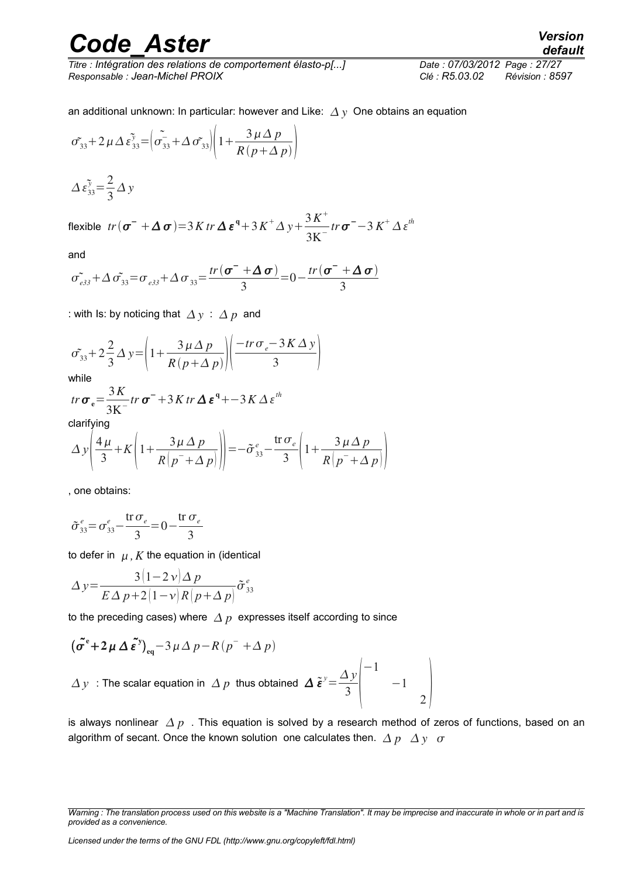an additional unknown: In particular: however and Like: $\Delta y$ One obtains an equation

$$\tilde{\sigma_{33}}+2\mu\Delta\tilde{\varepsilon}_{33}^{y}=\left(\tilde{\sigma_{33}^{-}}+\Delta\tilde{\sigma_{33}}\right)\left(1+\frac{3\mu\Delta p}{R(p+\Delta p)}\right)$$

$$\Delta\tilde{\varepsilon}_{33}^{y}=\frac{2}{3}\Delta y$$

flexible $tr(\boldsymbol{\sigma}^{-}+\boldsymbol{\Delta\sigma})=3K\,tr\,\boldsymbol{\Delta\varepsilon}^{\mathbf{q}}+3K^{+}\Delta y+\frac{3K^{+}}{3\mathrm{K}^{-}}tr\,\boldsymbol{\sigma}^{-}-3K^{+}\Delta\varepsilon^{th}$

and

$$\tilde{\sigma_{e33}}+\Delta\tilde{\sigma_{33}}=\sigma_{e33}+\Delta\sigma_{33}=\frac{tr(\boldsymbol{\sigma}^{-}+\boldsymbol{\Delta\sigma})}{3}=0-\frac{tr(\boldsymbol{\sigma}^{-}+\boldsymbol{\Delta\sigma})}{3}$$

: with Is: by noticing that $\Delta y$ : $\Delta p$ and

$$\tilde{\sigma_{33}}+2\frac{2}{3}\Delta y=\left(1+\frac{3\mu\Delta p}{R(p+\Delta p)}\right)\left(\frac{-tr\,\sigma_{e}-3K\Delta y}{3}\right)$$

while

$$tr\,\boldsymbol{\sigma}_{\mathbf{e}}=\frac{3K}{3\mathrm{K}^{-}}tr\,\boldsymbol{\sigma}^{-}+3K\,tr\,\boldsymbol{\Delta\varepsilon}^{\mathbf{q}}+-3K\Delta\varepsilon^{th}$$

clarifying

$$\Delta y\left(\frac{4\mu}{3}+K\left(1+\frac{3\mu\Delta p}{R\left(p^{-}+\Delta p\right)}\right)\right)=-\tilde{\sigma}_{33}^{e}-\frac{\mathrm{tr}\,\sigma_{e}}{3}\left(1+\frac{3\mu\Delta p}{R\left(p^{-}+\Delta p\right)}\right)$$

, one obtains:

$$\tilde{\sigma}_{33}^{e}=\sigma_{33}^{e}-\frac{\mathrm{tr}\,\sigma_{e}}{3}=0-\frac{\mathrm{tr}\,\sigma_{e}}{3}$$

to defer in $\mu, K$ the equation in (identical

$$\Delta y=\frac{3\left(1-2\nu\right)\Delta p}{E\Delta p+2\left(1-\nu\right)R\left(p+\Delta p\right)}\tilde{\sigma}_{33}^{e}$$

to the preceding cases) where $\Delta p$ expresses itself according to since

$$\left(\tilde{\boldsymbol{\sigma}}^{\mathbf{e}}+2\boldsymbol{\mu}\boldsymbol{\Delta}\tilde{\boldsymbol{\varepsilon}}^{\mathbf{y}}\right)_{\mathbf{eq}}-3\mu\Delta p-R\left(p^{-}+\Delta p\right)$$

$\Delta y$ : The scalar equation in $\Delta p$ thus obtained $\boldsymbol{\Delta}\tilde{\boldsymbol{\varepsilon}}^{y}=\frac{\Delta y}{3}\begin{pmatrix}-1 & & \\ & -1 & \\ & & 2\end{pmatrix}$

is always nonlinear $\Delta p$ . This equation is solved by a research method of zeros of functions, based on an algorithm of secant. Once the known solution one calculates then. $\Delta p$ $\Delta y$ $\sigma$